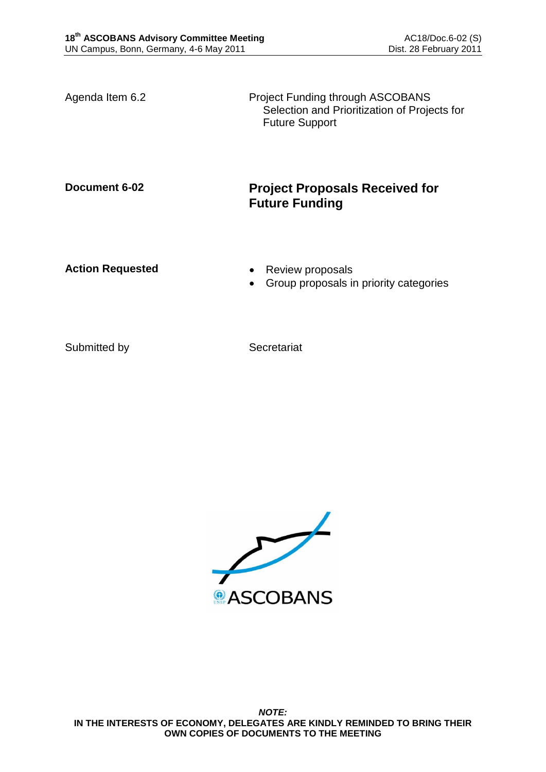| | |
|---|---|
| Agenda Item 6.2 | Project Funding through ASCOBANS<br>Selection and Prioritization of Projects for Future Support |

**Document 6-02**

# Project Proposals Received for Future Funding

**Action Requested**

- Review proposals
- Group proposals in priority categories

Submitted by: Secretariat

ASCOBANS

***NOTE:***
**IN THE INTERESTS OF ECONOMY, DELEGATES ARE KINDLY REMINDED TO BRING THEIR OWN COPIES OF DOCUMENTS TO THE MEETING**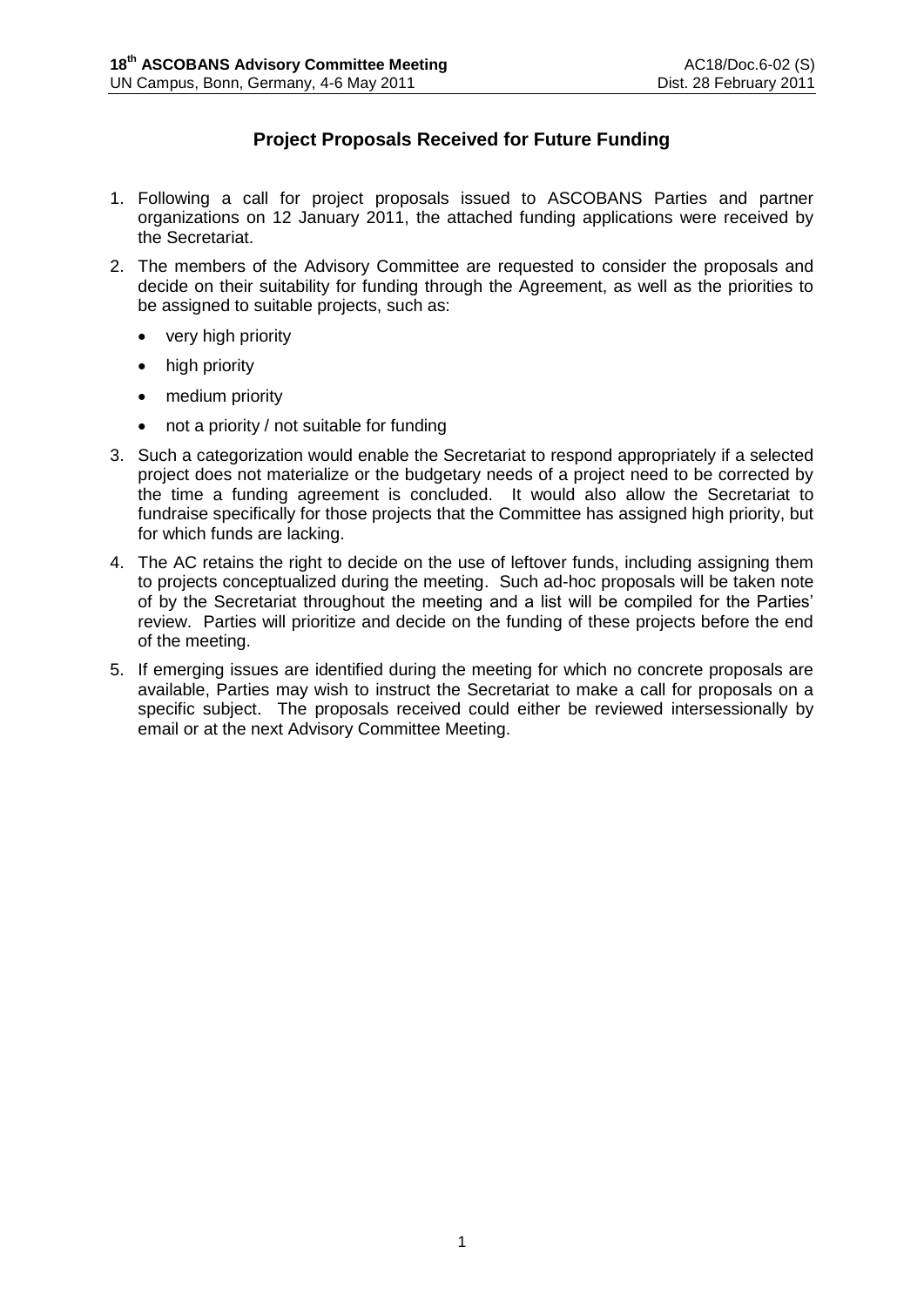## Project Proposals Received for Future Funding

1. Following a call for project proposals issued to ASCOBANS Parties and partner organizations on 12 January 2011, the attached funding applications were received by the Secretariat.
2. The members of the Advisory Committee are requested to consider the proposals and decide on their suitability for funding through the Agreement, as well as the priorities to be assigned to suitable projects, such as:
   - very high priority
   - high priority
   - medium priority
   - not a priority / not suitable for funding
3. Such a categorization would enable the Secretariat to respond appropriately if a selected project does not materialize or the budgetary needs of a project need to be corrected by the time a funding agreement is concluded. It would also allow the Secretariat to fundraise specifically for those projects that the Committee has assigned high priority, but for which funds are lacking.
4. The AC retains the right to decide on the use of leftover funds, including assigning them to projects conceptualized during the meeting. Such ad-hoc proposals will be taken note of by the Secretariat throughout the meeting and a list will be compiled for the Parties' review. Parties will prioritize and decide on the funding of these projects before the end of the meeting.
5. If emerging issues are identified during the meeting for which no concrete proposals are available, Parties may wish to instruct the Secretariat to make a call for proposals on a specific subject. The proposals received could either be reviewed intersessionally by email or at the next Advisory Committee Meeting.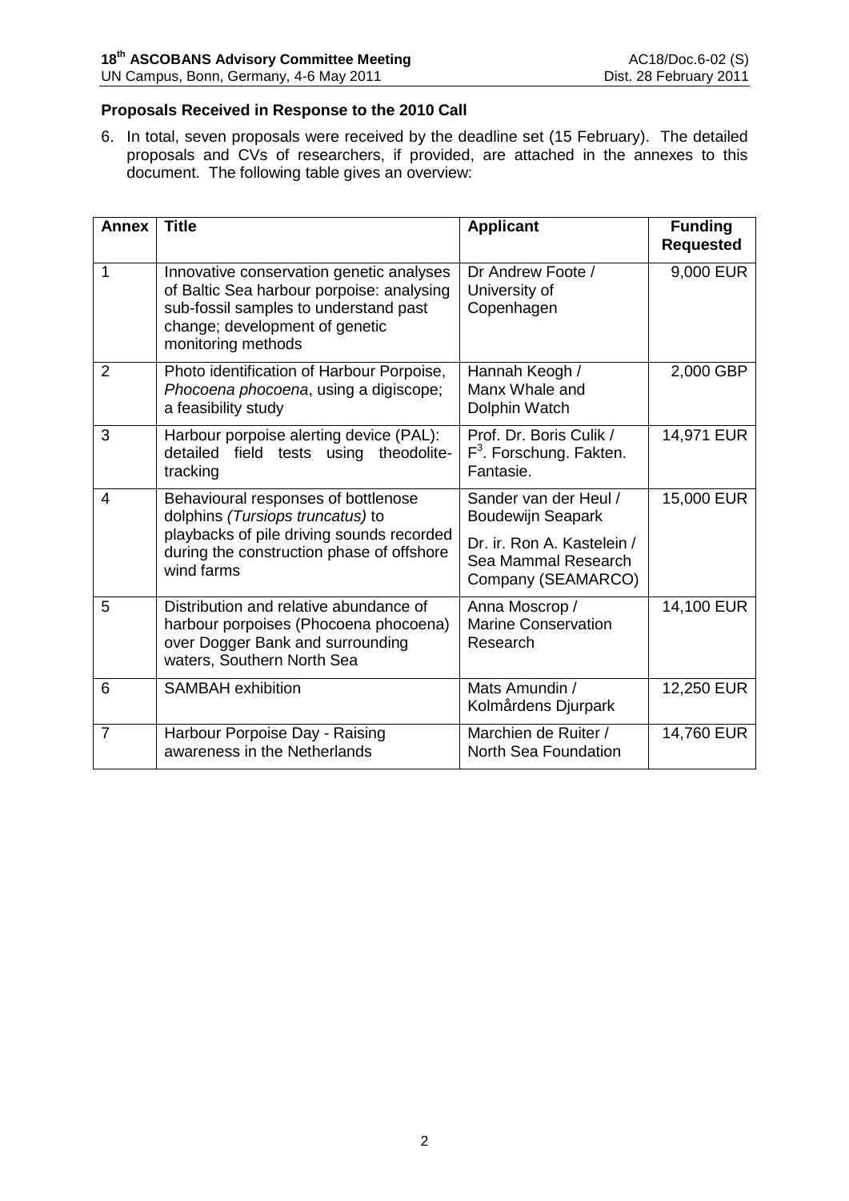**Proposals Received in Response to the 2010 Call**

6. In total, seven proposals were received by the deadline set (15 February). The detailed proposals and CVs of researchers, if provided, are attached in the annexes to this document. The following table gives an overview:

| Annex | Title | Applicant | Funding Requested |
|---|---|---|---|
| 1 | Innovative conservation genetic analyses of Baltic Sea harbour porpoise: analysing sub-fossil samples to understand past change; development of genetic monitoring methods | Dr Andrew Foote / University of Copenhagen | 9,000 EUR |
| 2 | Photo identification of Harbour Porpoise, *Phocoena phocoena*, using a digiscope; a feasibility study | Hannah Keogh / Manx Whale and Dolphin Watch | 2,000 GBP |
| 3 | Harbour porpoise alerting device (PAL): detailed field tests using theodolite-tracking | Prof. Dr. Boris Culik / F³. Forschung. Fakten. Fantasie. | 14,971 EUR |
| 4 | Behavioural responses of bottlenose dolphins *(Tursiops truncatus)* to playbacks of pile driving sounds recorded during the construction phase of offshore wind farms | Sander van der Heul / Boudewijn Seapark<br>Dr. ir. Ron A. Kastelein / Sea Mammal Research Company (SEAMARCO) | 15,000 EUR |
| 5 | Distribution and relative abundance of harbour porpoises (Phocoena phocoena) over Dogger Bank and surrounding waters, Southern North Sea | Anna Moscrop / Marine Conservation Research | 14,100 EUR |
| 6 | SAMBAH exhibition | Mats Amundin / Kolmårdens Djurpark | 12,250 EUR |
| 7 | Harbour Porpoise Day - Raising awareness in the Netherlands | Marchien de Ruiter / North Sea Foundation | 14,760 EUR |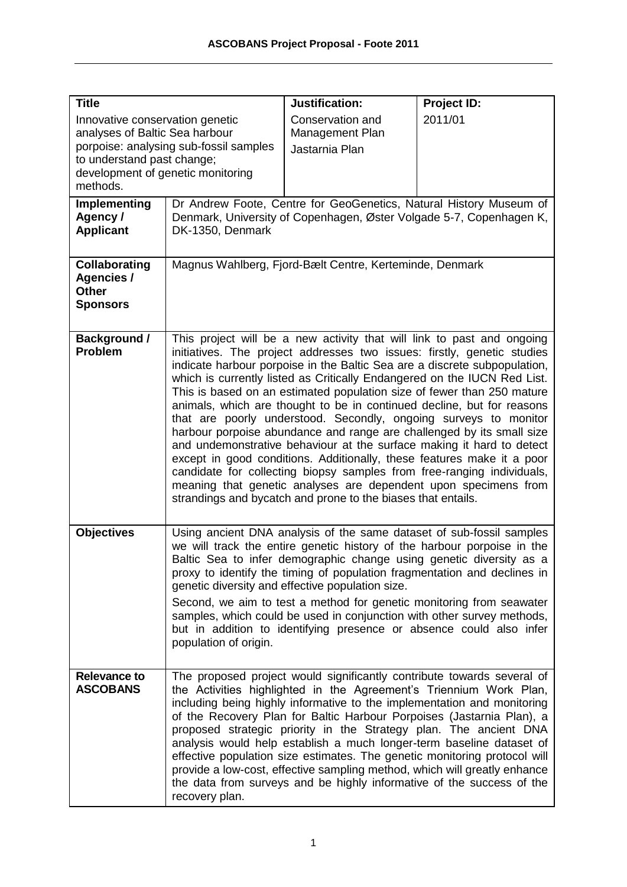| Title | | Justification: | Project ID: |
|---|---|---|---|
| Innovative conservation genetic analyses of Baltic Sea harbour porpoise: analysing sub-fossil samples to understand past change; development of genetic monitoring methods. | | Conservation and Management Plan<br>Jastarnia Plan | 2011/01 |
| **Implementing Agency / Applicant** | Dr Andrew Foote, Centre for GeoGenetics, Natural History Museum of Denmark, University of Copenhagen, Øster Volgade 5-7, Copenhagen K, DK-1350, Denmark | | |
| **Collaborating Agencies / Other Sponsors** | Magnus Wahlberg, Fjord-Bælt Centre, Kerteminde, Denmark | | |
| **Background / Problem** | This project will be a new activity that will link to past and ongoing initiatives. The project addresses two issues: firstly, genetic studies indicate harbour porpoise in the Baltic Sea are a discrete subpopulation, which is currently listed as Critically Endangered on the IUCN Red List. This is based on an estimated population size of fewer than 250 mature animals, which are thought to be in continued decline, but for reasons that are poorly understood. Secondly, ongoing surveys to monitor harbour porpoise abundance and range are challenged by its small size and undemonstrative behaviour at the surface making it hard to detect except in good conditions. Additionally, these features make it a poor candidate for collecting biopsy samples from free-ranging individuals, meaning that genetic analyses are dependent upon specimens from strandings and bycatch and prone to the biases that entails. | | |
| **Objectives** | Using ancient DNA analysis of the same dataset of sub-fossil samples we will track the entire genetic history of the harbour porpoise in the Baltic Sea to infer demographic change using genetic diversity as a proxy to identify the timing of population fragmentation and declines in genetic diversity and effective population size.<br><br>Second, we aim to test a method for genetic monitoring from seawater samples, which could be used in conjunction with other survey methods, but in addition to identifying presence or absence could also infer population of origin. | | |
| **Relevance to ASCOBANS** | The proposed project would significantly contribute towards several of the Activities highlighted in the Agreement's Triennium Work Plan, including being highly informative to the implementation and monitoring of the Recovery Plan for Baltic Harbour Porpoises (Jastarnia Plan), a proposed strategic priority in the Strategy plan. The ancient DNA analysis would help establish a much longer-term baseline dataset of effective population size estimates. The genetic monitoring protocol will provide a low-cost, effective sampling method, which will greatly enhance the data from surveys and be highly informative of the success of the recovery plan. | | |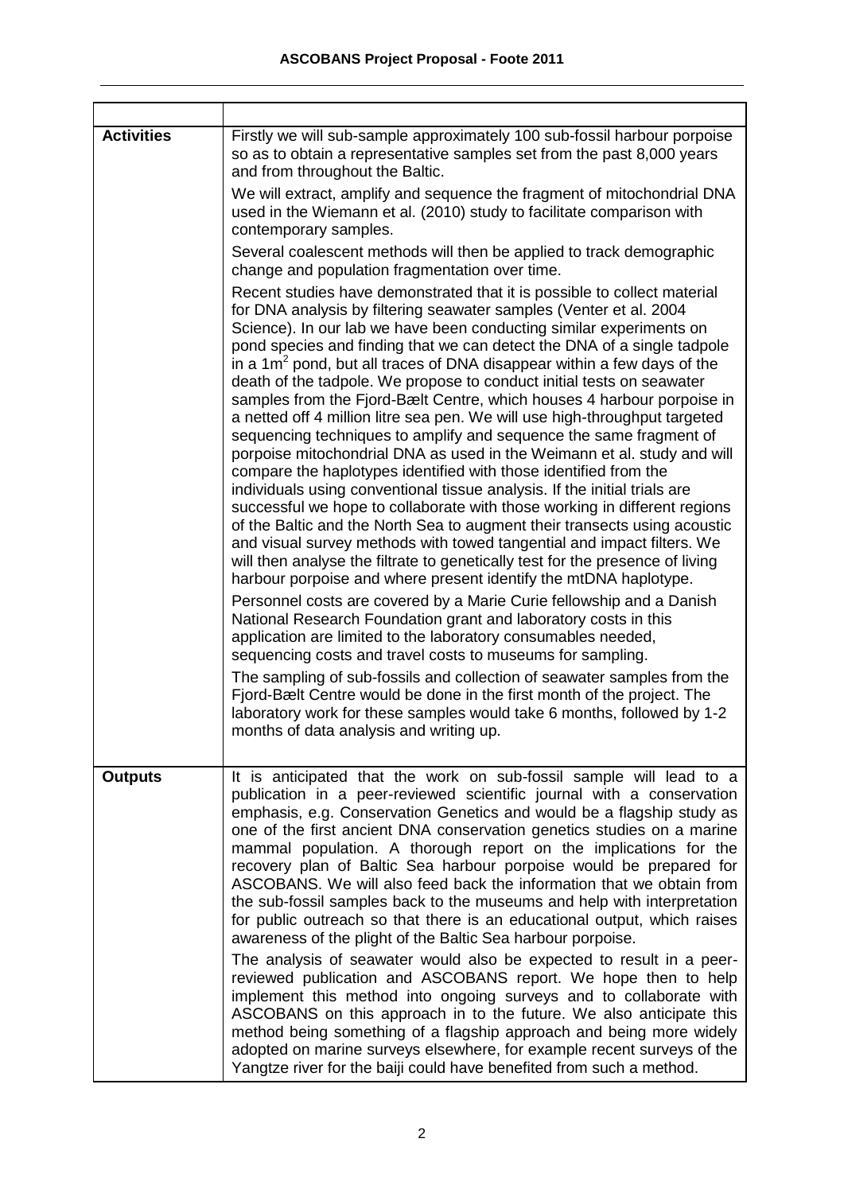| | |
|---|---|
| **Activities** | Firstly we will sub-sample approximately 100 sub-fossil harbour porpoise so as to obtain a representative samples set from the past 8,000 years and from throughout the Baltic.<br><br>We will extract, amplify and sequence the fragment of mitochondrial DNA used in the Wiemann et al. (2010) study to facilitate comparison with contemporary samples.<br><br>Several coalescent methods will then be applied to track demographic change and population fragmentation over time.<br><br>Recent studies have demonstrated that it is possible to collect material for DNA analysis by filtering seawater samples (Venter et al. 2004 Science). In our lab we have been conducting similar experiments on pond species and finding that we can detect the DNA of a single tadpole in a 1m$^2$ pond, but all traces of DNA disappear within a few days of the death of the tadpole. We propose to conduct initial tests on seawater samples from the Fjord-Bælt Centre, which houses 4 harbour porpoise in a netted off 4 million litre sea pen. We will use high-throughput targeted sequencing techniques to amplify and sequence the same fragment of porpoise mitochondrial DNA as used in the Weimann et al. study and will compare the haplotypes identified with those identified from the individuals using conventional tissue analysis. If the initial trials are successful we hope to collaborate with those working in different regions of the Baltic and the North Sea to augment their transects using acoustic and visual survey methods with towed tangential and impact filters. We will then analyse the filtrate to genetically test for the presence of living harbour porpoise and where present identify the mtDNA haplotype.<br><br>Personnel costs are covered by a Marie Curie fellowship and a Danish National Research Foundation grant and laboratory costs in this application are limited to the laboratory consumables needed, sequencing costs and travel costs to museums for sampling.<br><br>The sampling of sub-fossils and collection of seawater samples from the Fjord-Bælt Centre would be done in the first month of the project. The laboratory work for these samples would take 6 months, followed by 1-2 months of data analysis and writing up. |
| **Outputs** | It is anticipated that the work on sub-fossil sample will lead to a publication in a peer-reviewed scientific journal with a conservation emphasis, e.g. Conservation Genetics and would be a flagship study as one of the first ancient DNA conservation genetics studies on a marine mammal population. A thorough report on the implications for the recovery plan of Baltic Sea harbour porpoise would be prepared for ASCOBANS. We will also feed back the information that we obtain from the sub-fossil samples back to the museums and help with interpretation for public outreach so that there is an educational output, which raises awareness of the plight of the Baltic Sea harbour porpoise.<br><br>The analysis of seawater would also be expected to result in a peer-reviewed publication and ASCOBANS report. We hope then to help implement this method into ongoing surveys and to collaborate with ASCOBANS on this approach in to the future. We also anticipate this method being something of a flagship approach and being more widely adopted on marine surveys elsewhere, for example recent surveys of the Yangtze river for the baiji could have benefited from such a method. |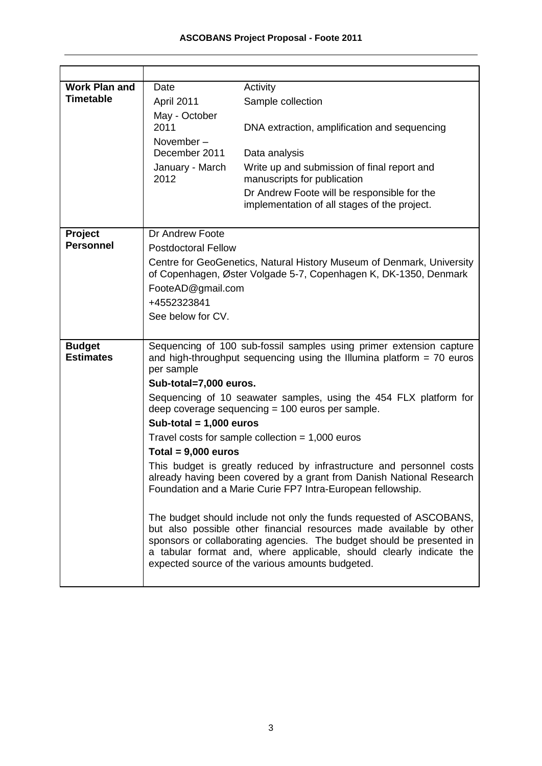| | |
|---|---|
| **Work Plan and Timetable** | Date / Activity<br>April 2011 — Sample collection<br>May - October 2011 — DNA extraction, amplification and sequencing<br>November – December 2011 — Data analysis<br>January - March 2012 — Write up and submission of final report and manuscripts for publication<br>Dr Andrew Foote will be responsible for the implementation of all stages of the project. |
| **Project Personnel** | Dr Andrew Foote<br>Postdoctoral Fellow<br>Centre for GeoGenetics, Natural History Museum of Denmark, University of Copenhagen, Øster Volgade 5-7, Copenhagen K, DK-1350, Denmark<br>FooteAD@gmail.com<br>+4552323841<br>See below for CV. |
| **Budget Estimates** | Sequencing of 100 sub-fossil samples using primer extension capture and high-throughput sequencing using the Illumina platform = 70 euros per sample<br>**Sub-total=7,000 euros.**<br>Sequencing of 10 seawater samples, using the 454 FLX platform for deep coverage sequencing = 100 euros per sample.<br>**Sub-total = 1,000 euros**<br>Travel costs for sample collection = 1,000 euros<br>**Total = 9,000 euros**<br>This budget is greatly reduced by infrastructure and personnel costs already having been covered by a grant from Danish National Research Foundation and a Marie Curie FP7 Intra-European fellowship.<br><br>The budget should include not only the funds requested of ASCOBANS, but also possible other financial resources made available by other sponsors or collaborating agencies. The budget should be presented in a tabular format and, where applicable, should clearly indicate the expected source of the various amounts budgeted. |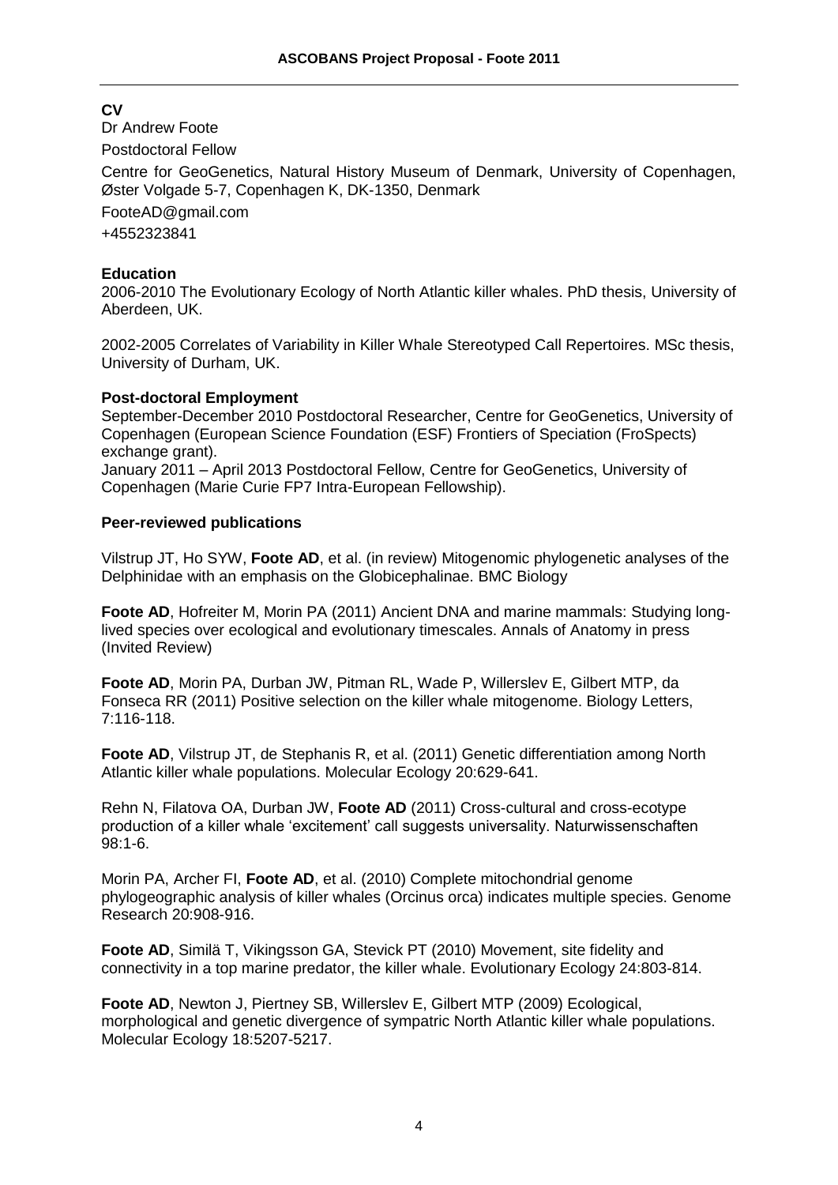## CV

Dr Andrew Foote

Postdoctoral Fellow

Centre for GeoGenetics, Natural History Museum of Denmark, University of Copenhagen, Øster Volgade 5-7, Copenhagen K, DK-1350, Denmark

FooteAD@gmail.com

+4552323841

### Education

2006-2010 The Evolutionary Ecology of North Atlantic killer whales. PhD thesis, University of Aberdeen, UK.

2002-2005 Correlates of Variability in Killer Whale Stereotyped Call Repertoires. MSc thesis, University of Durham, UK.

### Post-doctoral Employment

September-December 2010 Postdoctoral Researcher, Centre for GeoGenetics, University of Copenhagen (European Science Foundation (ESF) Frontiers of Speciation (FroSpects) exchange grant).

January 2011 – April 2013 Postdoctoral Fellow, Centre for GeoGenetics, University of Copenhagen (Marie Curie FP7 Intra-European Fellowship).

### Peer-reviewed publications

Vilstrup JT, Ho SYW, **Foote AD**, et al. (in review) Mitogenomic phylogenetic analyses of the Delphinidae with an emphasis on the Globicephalinae. BMC Biology

**Foote AD**, Hofreiter M, Morin PA (2011) Ancient DNA and marine mammals: Studying long-lived species over ecological and evolutionary timescales. Annals of Anatomy in press (Invited Review)

**Foote AD**, Morin PA, Durban JW, Pitman RL, Wade P, Willerslev E, Gilbert MTP, da Fonseca RR (2011) Positive selection on the killer whale mitogenome. Biology Letters, 7:116-118.

**Foote AD**, Vilstrup JT, de Stephanis R, et al. (2011) Genetic differentiation among North Atlantic killer whale populations. Molecular Ecology 20:629-641.

Rehn N, Filatova OA, Durban JW, **Foote AD** (2011) Cross-cultural and cross-ecotype production of a killer whale 'excitement' call suggests universality. Naturwissenschaften 98:1-6.

Morin PA, Archer FI, **Foote AD**, et al. (2010) Complete mitochondrial genome phylogeographic analysis of killer whales (Orcinus orca) indicates multiple species. Genome Research 20:908-916.

**Foote AD**, Similä T, Vikingsson GA, Stevick PT (2010) Movement, site fidelity and connectivity in a top marine predator, the killer whale. Evolutionary Ecology 24:803-814.

**Foote AD**, Newton J, Piertney SB, Willerslev E, Gilbert MTP (2009) Ecological, morphological and genetic divergence of sympatric North Atlantic killer whale populations. Molecular Ecology 18:5207-5217.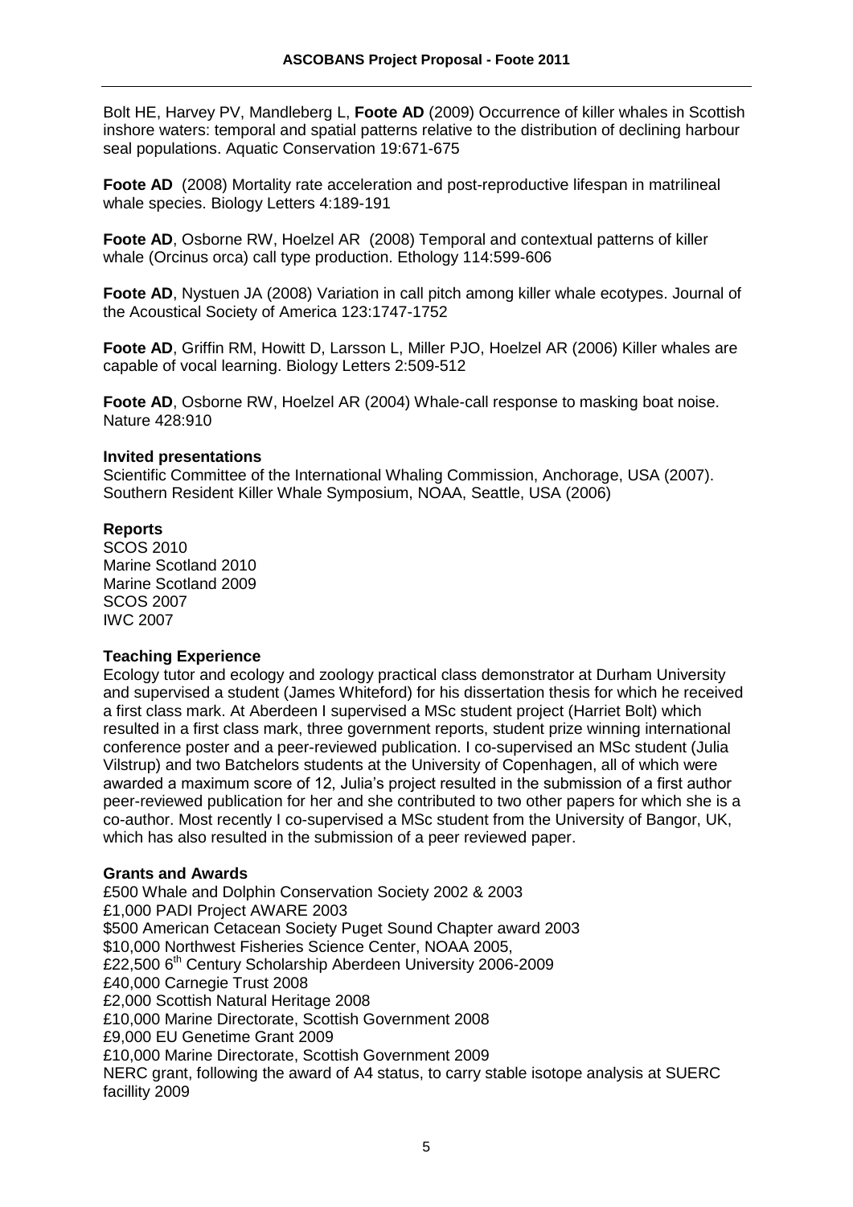Bolt HE, Harvey PV, Mandleberg L, **Foote AD** (2009) Occurrence of killer whales in Scottish inshore waters: temporal and spatial patterns relative to the distribution of declining harbour seal populations. Aquatic Conservation 19:671-675

**Foote AD** (2008) Mortality rate acceleration and post-reproductive lifespan in matrilineal whale species. Biology Letters 4:189-191

**Foote AD**, Osborne RW, Hoelzel AR (2008) Temporal and contextual patterns of killer whale (Orcinus orca) call type production. Ethology 114:599-606

**Foote AD**, Nystuen JA (2008) Variation in call pitch among killer whale ecotypes. Journal of the Acoustical Society of America 123:1747-1752

**Foote AD**, Griffin RM, Howitt D, Larsson L, Miller PJO, Hoelzel AR (2006) Killer whales are capable of vocal learning. Biology Letters 2:509-512

**Foote AD**, Osborne RW, Hoelzel AR (2004) Whale-call response to masking boat noise. Nature 428:910

**Invited presentations**
Scientific Committee of the International Whaling Commission, Anchorage, USA (2007).
Southern Resident Killer Whale Symposium, NOAA, Seattle, USA (2006)

**Reports**
SCOS 2010
Marine Scotland 2010
Marine Scotland 2009
SCOS 2007
IWC 2007

**Teaching Experience**
Ecology tutor and ecology and zoology practical class demonstrator at Durham University and supervised a student (James Whiteford) for his dissertation thesis for which he received a first class mark. At Aberdeen I supervised a MSc student project (Harriet Bolt) which resulted in a first class mark, three government reports, student prize winning international conference poster and a peer-reviewed publication. I co-supervised an MSc student (Julia Vilstrup) and two Batchelors students at the University of Copenhagen, all of which were awarded a maximum score of 12, Julia's project resulted in the submission of a first author peer-reviewed publication for her and she contributed to two other papers for which she is a co-author. Most recently I co-supervised a MSc student from the University of Bangor, UK, which has also resulted in the submission of a peer reviewed paper.

**Grants and Awards**
£500 Whale and Dolphin Conservation Society 2002 & 2003
£1,000 PADI Project AWARE 2003
$500 American Cetacean Society Puget Sound Chapter award 2003
$10,000 Northwest Fisheries Science Center, NOAA 2005,
£22,500 6th Century Scholarship Aberdeen University 2006-2009
£40,000 Carnegie Trust 2008
£2,000 Scottish Natural Heritage 2008
£10,000 Marine Directorate, Scottish Government 2008
£9,000 EU Genetime Grant 2009
£10,000 Marine Directorate, Scottish Government 2009
NERC grant, following the award of A4 status, to carry stable isotope analysis at SUERC facillity 2009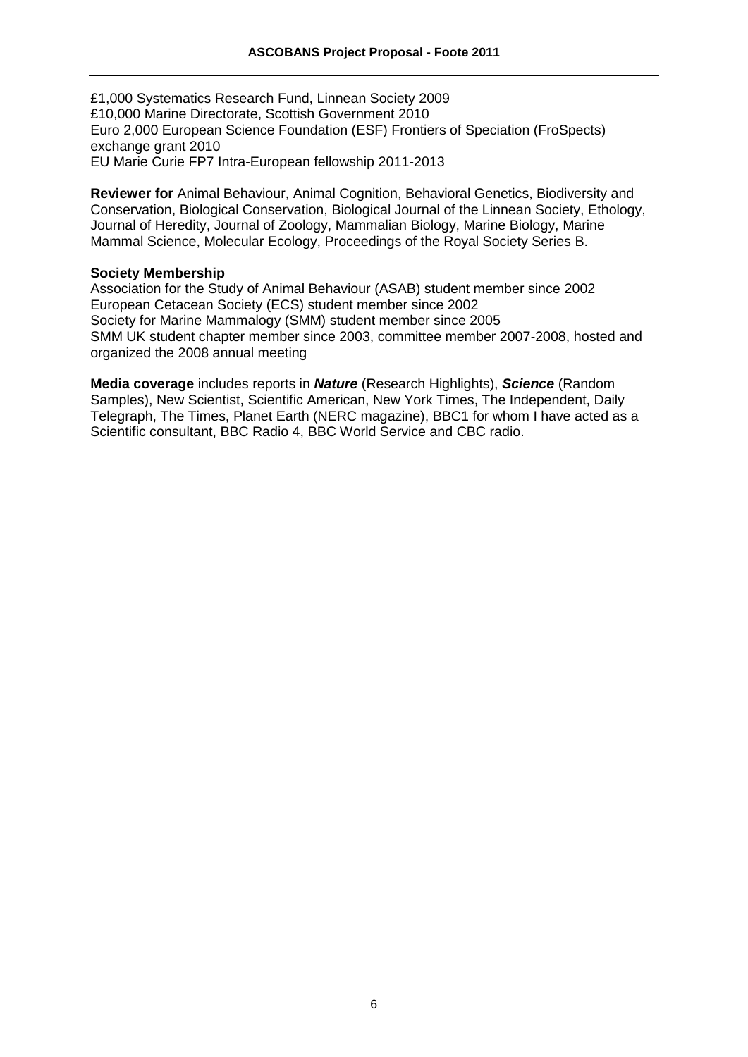£1,000 Systematics Research Fund, Linnean Society 2009
£10,000 Marine Directorate, Scottish Government 2010
Euro 2,000 European Science Foundation (ESF) Frontiers of Speciation (FroSpects) exchange grant 2010
EU Marie Curie FP7 Intra-European fellowship 2011-2013

**Reviewer for** Animal Behaviour, Animal Cognition, Behavioral Genetics, Biodiversity and Conservation, Biological Conservation, Biological Journal of the Linnean Society, Ethology, Journal of Heredity, Journal of Zoology, Mammalian Biology, Marine Biology, Marine Mammal Science, Molecular Ecology, Proceedings of the Royal Society Series B.

**Society Membership**
Association for the Study of Animal Behaviour (ASAB) student member since 2002
European Cetacean Society (ECS) student member since 2002
Society for Marine Mammalogy (SMM) student member since 2005
SMM UK student chapter member since 2003, committee member 2007-2008, hosted and organized the 2008 annual meeting

**Media coverage** includes reports in ***Nature*** (Research Highlights), ***Science*** (Random Samples), New Scientist, Scientific American, New York Times, The Independent, Daily Telegraph, The Times, Planet Earth (NERC magazine), BBC1 for whom I have acted as a Scientific consultant, BBC Radio 4, BBC World Service and CBC radio.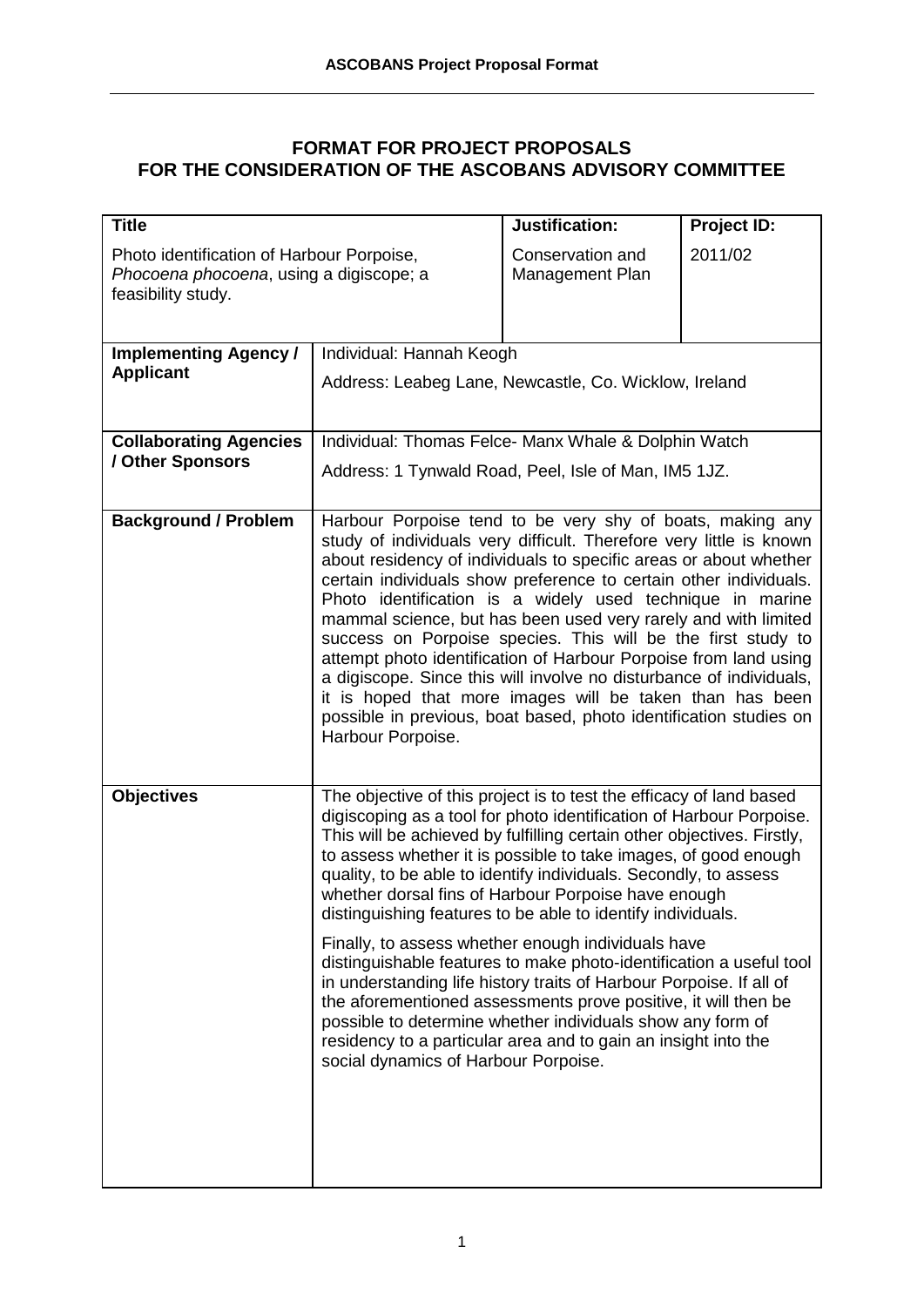**FORMAT FOR PROJECT PROPOSALS FOR THE CONSIDERATION OF THE ASCOBANS ADVISORY COMMITTEE**

| **Title** | | **Justification:** | **Project ID:** |
|---|---|---|---|
| Photo identification of Harbour Porpoise, *Phocoena phocoena*, using a digiscope; a feasibility study. | | Conservation and Management Plan | 2011/02 |
| **Implementing Agency / Applicant** | Individual: Hannah Keogh<br>Address: Leabeg Lane, Newcastle, Co. Wicklow, Ireland | | |
| **Collaborating Agencies / Other Sponsors** | Individual: Thomas Felce- Manx Whale & Dolphin Watch<br>Address: 1 Tynwald Road, Peel, Isle of Man, IM5 1JZ. | | |
| **Background / Problem** | Harbour Porpoise tend to be very shy of boats, making any study of individuals very difficult. Therefore very little is known about residency of individuals to specific areas or about whether certain individuals show preference to certain other individuals. Photo identification is a widely used technique in marine mammal science, but has been used very rarely and with limited success on Porpoise species. This will be the first study to attempt photo identification of Harbour Porpoise from land using a digiscope. Since this will involve no disturbance of individuals, it is hoped that more images will be taken than has been possible in previous, boat based, photo identification studies on Harbour Porpoise. | | |
| **Objectives** | The objective of this project is to test the efficacy of land based digiscoping as a tool for photo identification of Harbour Porpoise. This will be achieved by fulfilling certain other objectives. Firstly, to assess whether it is possible to take images, of good enough quality, to be able to identify individuals. Secondly, to assess whether dorsal fins of Harbour Porpoise have enough distinguishing features to be able to identify individuals.<br><br>Finally, to assess whether enough individuals have distinguishable features to make photo-identification a useful tool in understanding life history traits of Harbour Porpoise. If all of the aforementioned assessments prove positive, it will then be possible to determine whether individuals show any form of residency to a particular area and to gain an insight into the social dynamics of Harbour Porpoise. | | |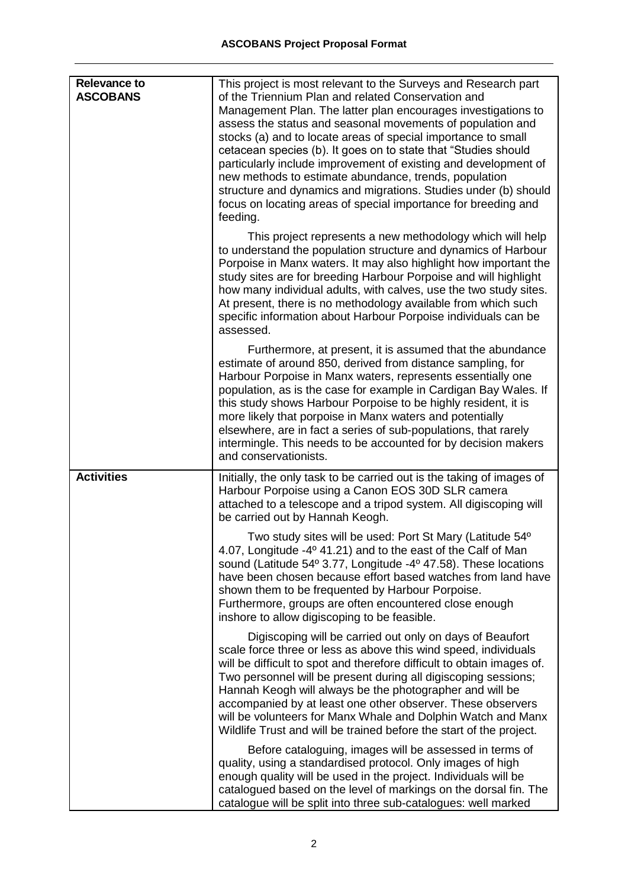| | |
|---|---|
| **Relevance to ASCOBANS** | This project is most relevant to the Surveys and Research part of the Triennium Plan and related Conservation and Management Plan. The latter plan encourages investigations to assess the status and seasonal movements of population and stocks (a) and to locate areas of special importance to small cetacean species (b). It goes on to state that "Studies should particularly include improvement of existing and development of new methods to estimate abundance, trends, population structure and dynamics and migrations. Studies under (b) should focus on locating areas of special importance for breeding and feeding.<br><br>This project represents a new methodology which will help to understand the population structure and dynamics of Harbour Porpoise in Manx waters. It may also highlight how important the study sites are for breeding Harbour Porpoise and will highlight how many individual adults, with calves, use the two study sites. At present, there is no methodology available from which such specific information about Harbour Porpoise individuals can be assessed.<br><br>Furthermore, at present, it is assumed that the abundance estimate of around 850, derived from distance sampling, for Harbour Porpoise in Manx waters, represents essentially one population, as is the case for example in Cardigan Bay Wales. If this study shows Harbour Porpoise to be highly resident, it is more likely that porpoise in Manx waters and potentially elsewhere, are in fact a series of sub-populations, that rarely intermingle. This needs to be accounted for by decision makers and conservationists. |
| **Activities** | Initially, the only task to be carried out is the taking of images of Harbour Porpoise using a Canon EOS 30D SLR camera attached to a telescope and a tripod system. All digiscoping will be carried out by Hannah Keogh.<br><br>Two study sites will be used: Port St Mary (Latitude 54º 4.07, Longitude -4º 41.21) and to the east of the Calf of Man sound (Latitude 54º 3.77, Longitude -4º 47.58). These locations have been chosen because effort based watches from land have shown them to be frequented by Harbour Porpoise. Furthermore, groups are often encountered close enough inshore to allow digiscoping to be feasible.<br><br>Digiscoping will be carried out only on days of Beaufort scale force three or less as above this wind speed, individuals will be difficult to spot and therefore difficult to obtain images of. Two personnel will be present during all digiscoping sessions; Hannah Keogh will always be the photographer and will be accompanied by at least one other observer. These observers will be volunteers for Manx Whale and Dolphin Watch and Manx Wildlife Trust and will be trained before the start of the project.<br><br>Before cataloguing, images will be assessed in terms of quality, using a standardised protocol. Only images of high enough quality will be used in the project. Individuals will be catalogued based on the level of markings on the dorsal fin. The catalogue will be split into three sub-catalogues: well marked |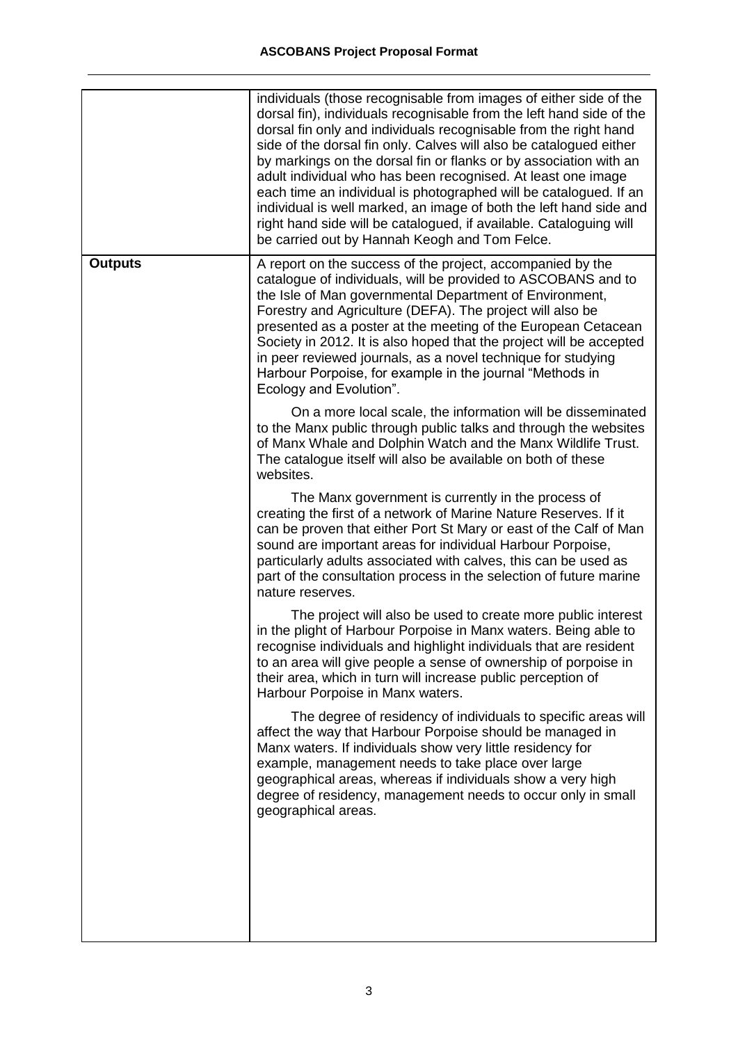| | |
|---|---|
| | individuals (those recognisable from images of either side of the dorsal fin), individuals recognisable from the left hand side of the dorsal fin only and individuals recognisable from the right hand side of the dorsal fin only. Calves will also be catalogued either by markings on the dorsal fin or flanks or by association with an adult individual who has been recognised. At least one image each time an individual is photographed will be catalogued. If an individual is well marked, an image of both the left hand side and right hand side will be catalogued, if available. Cataloguing will be carried out by Hannah Keogh and Tom Felce. |
| **Outputs** | A report on the success of the project, accompanied by the catalogue of individuals, will be provided to ASCOBANS and to the Isle of Man governmental Department of Environment, Forestry and Agriculture (DEFA). The project will also be presented as a poster at the meeting of the European Cetacean Society in 2012. It is also hoped that the project will be accepted in peer reviewed journals, as a novel technique for studying Harbour Porpoise, for example in the journal "Methods in Ecology and Evolution".<br><br>On a more local scale, the information will be disseminated to the Manx public through public talks and through the websites of Manx Whale and Dolphin Watch and the Manx Wildlife Trust. The catalogue itself will also be available on both of these websites.<br><br>The Manx government is currently in the process of creating the first of a network of Marine Nature Reserves. If it can be proven that either Port St Mary or east of the Calf of Man sound are important areas for individual Harbour Porpoise, particularly adults associated with calves, this can be used as part of the consultation process in the selection of future marine nature reserves.<br><br>The project will also be used to create more public interest in the plight of Harbour Porpoise in Manx waters. Being able to recognise individuals and highlight individuals that are resident to an area will give people a sense of ownership of porpoise in their area, which in turn will increase public perception of Harbour Porpoise in Manx waters.<br><br>The degree of residency of individuals to specific areas will affect the way that Harbour Porpoise should be managed in Manx waters. If individuals show very little residency for example, management needs to take place over large geographical areas, whereas if individuals show a very high degree of residency, management needs to occur only in small geographical areas. |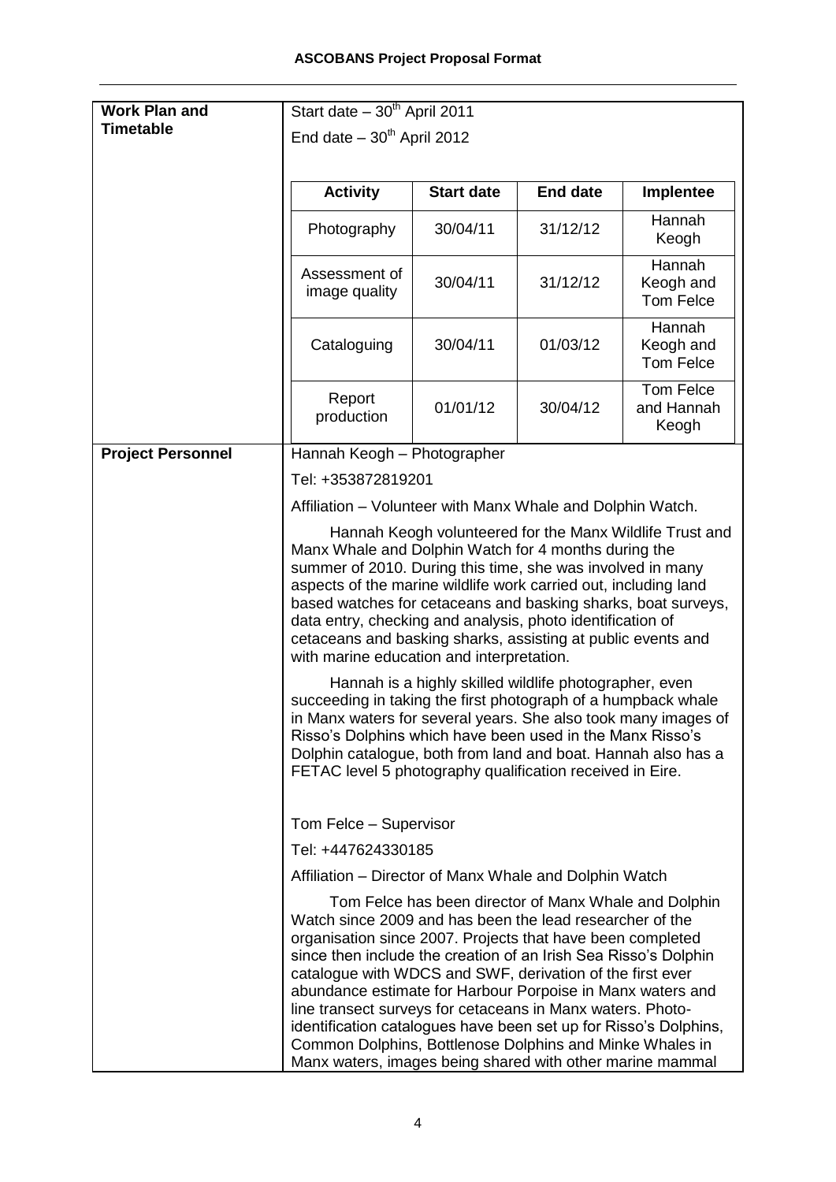| **Work Plan and Timetable** | Start date – 30th April 2011<br>End date – 30th April 2012 |
|---|---|

| **Activity** | **Start date** | **End date** | **Implentee** |
|---|---|---|---|
| Photography | 30/04/11 | 31/12/12 | Hannah Keogh |
| Assessment of image quality | 30/04/11 | 31/12/12 | Hannah Keogh and Tom Felce |
| Cataloguing | 30/04/11 | 01/03/12 | Hannah Keogh and Tom Felce |
| Report production | 01/01/12 | 30/04/12 | Tom Felce and Hannah Keogh |

**Project Personnel**

Hannah Keogh – Photographer

Tel: +353872819201

Affiliation – Volunteer with Manx Whale and Dolphin Watch.

Hannah Keogh volunteered for the Manx Wildlife Trust and Manx Whale and Dolphin Watch for 4 months during the summer of 2010. During this time, she was involved in many aspects of the marine wildlife work carried out, including land based watches for cetaceans and basking sharks, boat surveys, data entry, checking and analysis, photo identification of cetaceans and basking sharks, assisting at public events and with marine education and interpretation.

Hannah is a highly skilled wildlife photographer, even succeeding in taking the first photograph of a humpback whale in Manx waters for several years. She also took many images of Risso's Dolphins which have been used in the Manx Risso's Dolphin catalogue, both from land and boat. Hannah also has a FETAC level 5 photography qualification received in Eire.

Tom Felce – Supervisor

Tel: +447624330185

Affiliation – Director of Manx Whale and Dolphin Watch

Tom Felce has been director of Manx Whale and Dolphin Watch since 2009 and has been the lead researcher of the organisation since 2007. Projects that have been completed since then include the creation of an Irish Sea Risso's Dolphin catalogue with WDCS and SWF, derivation of the first ever abundance estimate for Harbour Porpoise in Manx waters and line transect surveys for cetaceans in Manx waters. Photo-identification catalogues have been set up for Risso's Dolphins, Common Dolphins, Bottlenose Dolphins and Minke Whales in Manx waters, images being shared with other marine mammal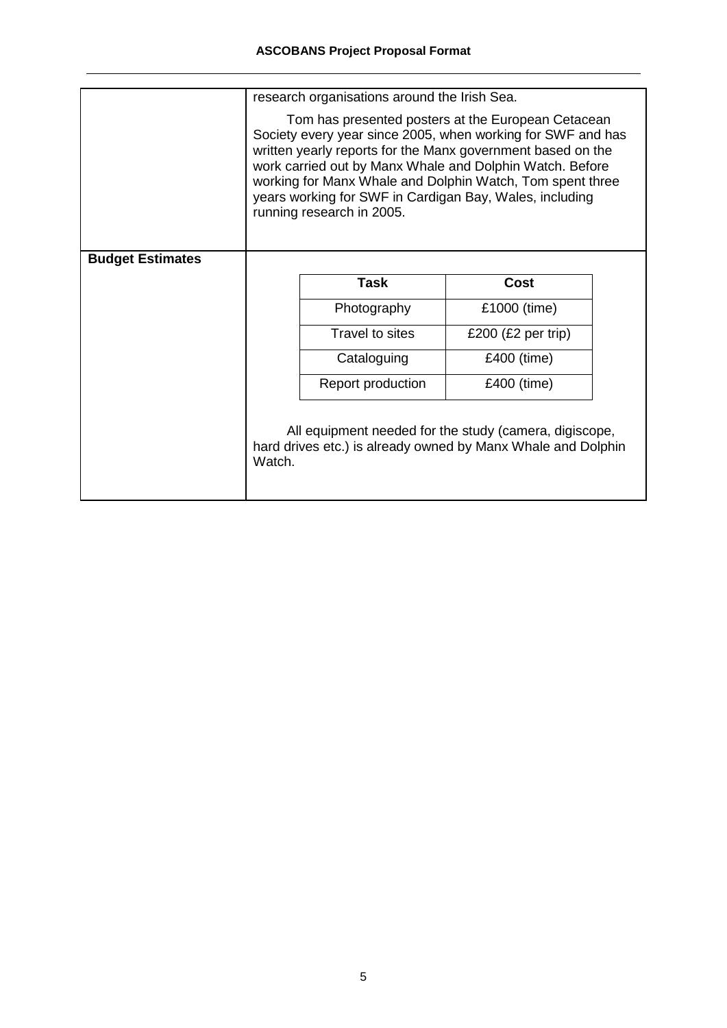research organisations around the Irish Sea.

Tom has presented posters at the European Cetacean Society every year since 2005, when working for SWF and has written yearly reports for the Manx government based on the work carried out by Manx Whale and Dolphin Watch. Before working for Manx Whale and Dolphin Watch, Tom spent three years working for SWF in Cardigan Bay, Wales, including running research in 2005.

**Budget Estimates**

| Task | Cost |
|---|---|
| Photography | £1000 (time) |
| Travel to sites | £200 (£2 per trip) |
| Cataloguing | £400 (time) |
| Report production | £400 (time) |

All equipment needed for the study (camera, digiscope, hard drives etc.) is already owned by Manx Whale and Dolphin Watch.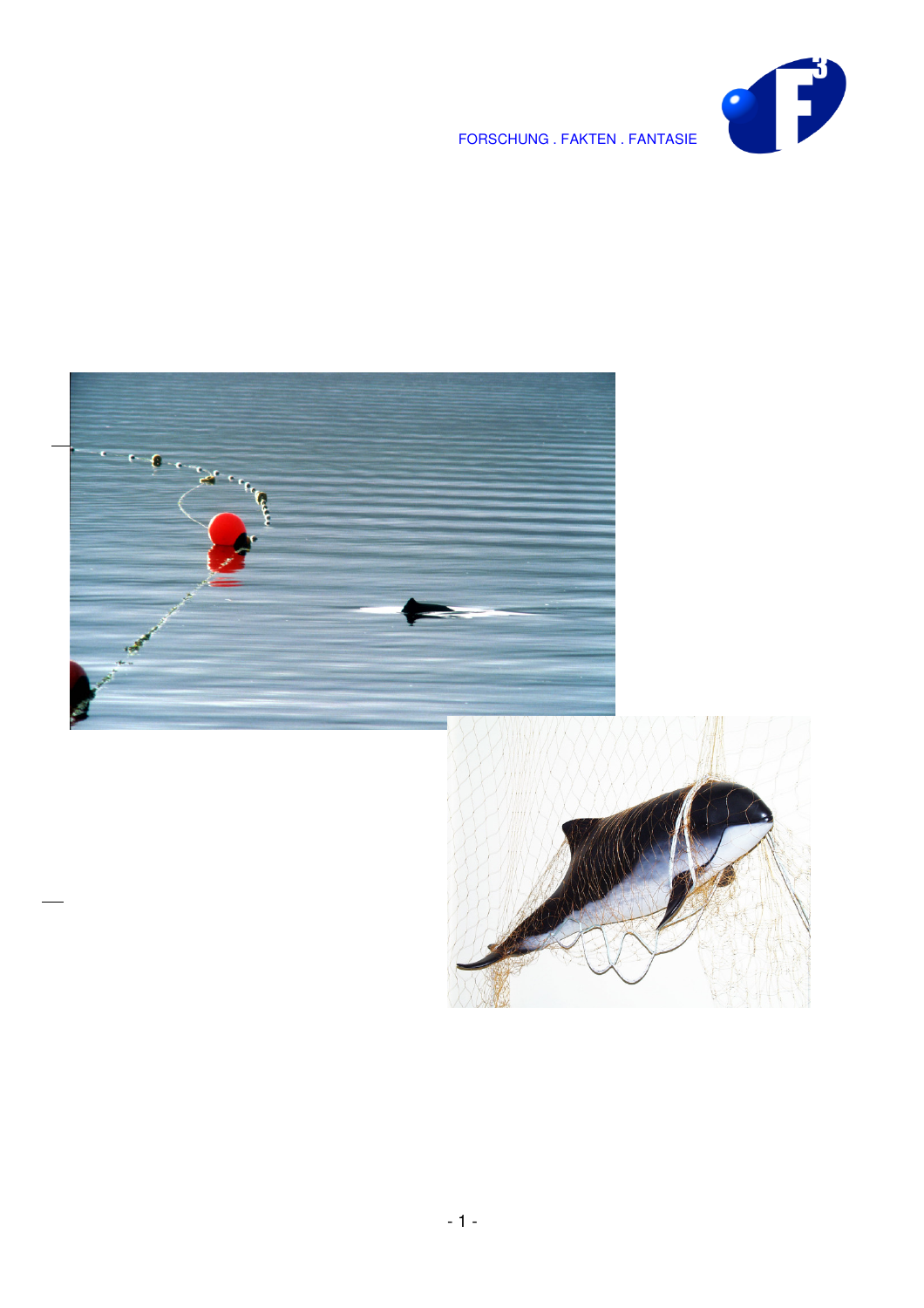FORSCHUNG . FAKTEN . FANTASIE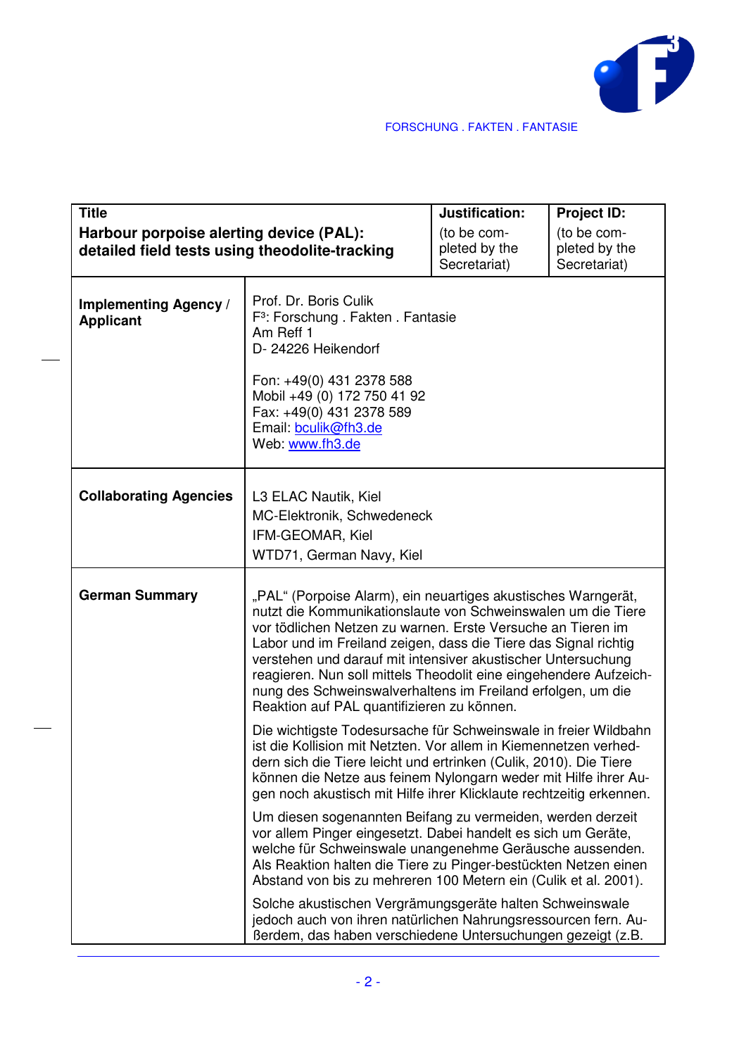FORSCHUNG . FAKTEN . FANTASIE

| Title<br>**Harbour porpoise alerting device (PAL): detailed field tests using theodolite-tracking** | | **Justification:**<br>(to be completed by the Secretariat) | **Project ID:**<br>(to be completed by the Secretariat) |
|---|---|---|---|
| **Implementing Agency / Applicant** | Prof. Dr. Boris Culik<br>F³: Forschung . Fakten . Fantasie<br>Am Reff 1<br>D- 24226 Heikendorf<br><br>Fon: +49(0) 431 2378 588<br>Mobil +49 (0) 172 750 41 92<br>Fax: +49(0) 431 2378 589<br>Email: bculik@fh3.de<br>Web: www.fh3.de | | |
| **Collaborating Agencies** | L3 ELAC Nautik, Kiel<br>MC-Elektronik, Schwedeneck<br>IFM-GEOMAR, Kiel<br>WTD71, German Navy, Kiel | | |
| **German Summary** | „PAL" (Porpoise Alarm), ein neuartiges akustisches Warngerät, nutzt die Kommunikationslaute von Schweinswalen um die Tiere vor tödlichen Netzen zu warnen. Erste Versuche an Tieren im Labor und im Freiland zeigen, dass die Tiere das Signal richtig verstehen und darauf mit intensiver akustischer Untersuchung reagieren. Nun soll mittels Theodolit eine eingehendere Aufzeichnung des Schweinswalverhaltens im Freiland erfolgen, um die Reaktion auf PAL quantifizieren zu können.<br><br>Die wichtigste Todesursache für Schweinswale in freier Wildbahn ist die Kollision mit Netzten. Vor allem in Kiemennetzen verheddern sich die Tiere leicht und ertrinken (Culik, 2010). Die Tiere können die Netze aus feinem Nylongarn weder mit Hilfe ihrer Augen noch akustisch mit Hilfe ihrer Klicklaute rechtzeitig erkennen.<br><br>Um diesen sogenannten Beifang zu vermeiden, werden derzeit vor allem Pinger eingesetzt. Dabei handelt es sich um Geräte, welche für Schweinswale unangenehme Geräusche aussenden. Als Reaktion halten die Tiere zu Pinger-bestückten Netzen einen Abstand von bis zu mehreren 100 Metern ein (Culik et al. 2001).<br><br>Solche akustischen Vergrämungsgeräte halten Schweinswale jedoch auch von ihren natürlichen Nahrungsressourcen fern. Außerdem, das haben verschiedene Untersuchungen gezeigt (z.B. | | |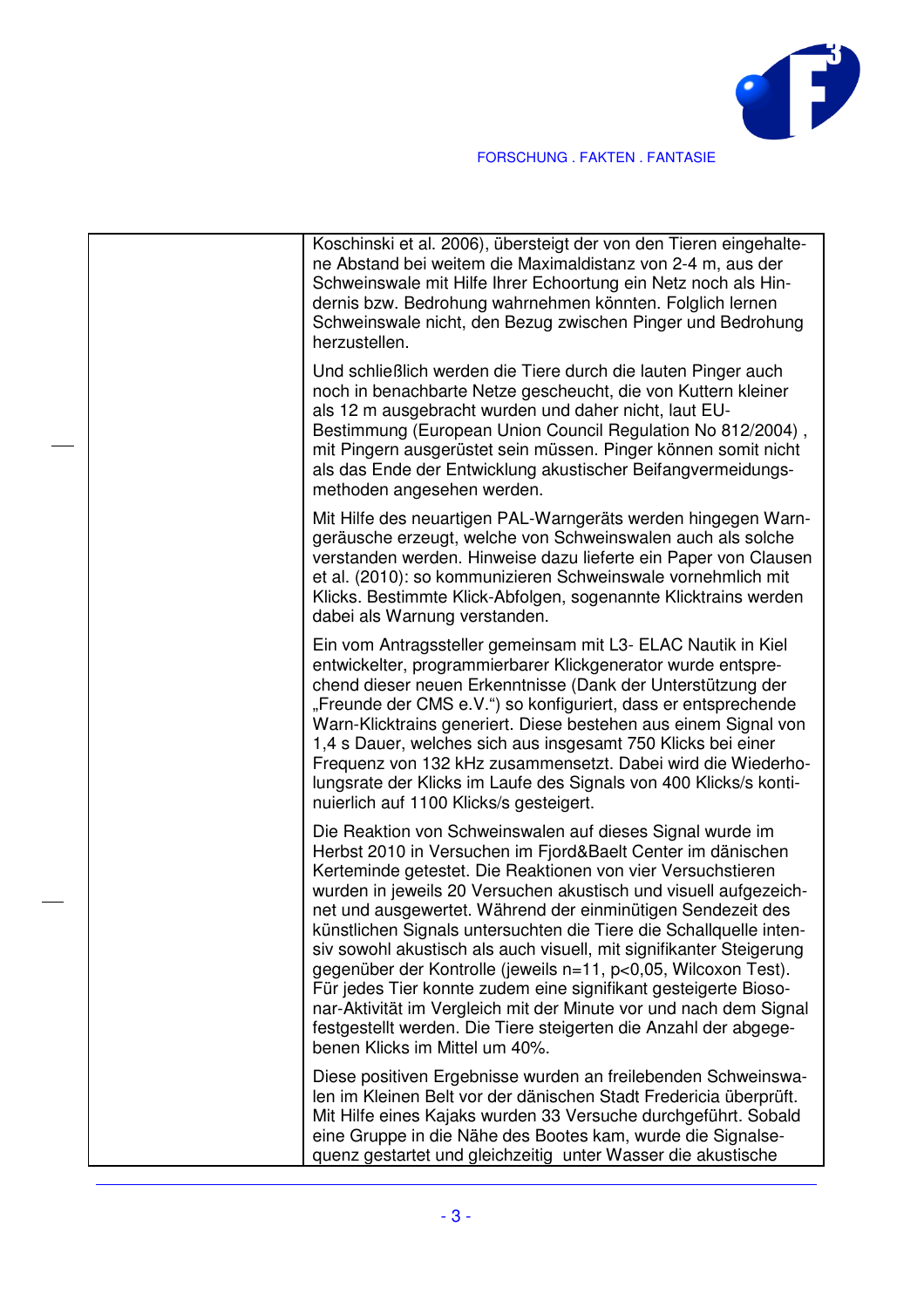Koschinski et al. 2006), übersteigt der von den Tieren eingehaltene Abstand bei weitem die Maximaldistanz von 2-4 m, aus der Schweinswale mit Hilfe Ihrer Echoortung ein Netz noch als Hindernis bzw. Bedrohung wahrnehmen könnten. Folglich lernen Schweinswale nicht, den Bezug zwischen Pinger und Bedrohung herzustellen.

Und schließlich werden die Tiere durch die lauten Pinger auch noch in benachbarte Netze gescheucht, die von Kuttern kleiner als 12 m ausgebracht wurden und daher nicht, laut EU-Bestimmung (European Union Council Regulation No 812/2004) , mit Pingern ausgerüstet sein müssen. Pinger können somit nicht als das Ende der Entwicklung akustischer Beifangvermeidungsmethoden angesehen werden.

Mit Hilfe des neuartigen PAL-Warngeräts werden hingegen Warngeräusche erzeugt, welche von Schweinswalen auch als solche verstanden werden. Hinweise dazu lieferte ein Paper von Clausen et al. (2010): so kommunizieren Schweinswale vornehmlich mit Klicks. Bestimmte Klick-Abfolgen, sogenannte Klicktrains werden dabei als Warnung verstanden.

Ein vom Antragssteller gemeinsam mit L3- ELAC Nautik in Kiel entwickelter, programmierbarer Klickgenerator wurde entsprechend dieser neuen Erkenntnisse (Dank der Unterstützung der „Freunde der CMS e.V.") so konfiguriert, dass er entsprechende Warn-Klicktrains generiert. Diese bestehen aus einem Signal von 1,4 s Dauer, welches sich aus insgesamt 750 Klicks bei einer Frequenz von 132 kHz zusammensetzt. Dabei wird die Wiederholungsrate der Klicks im Laufe des Signals von 400 Klicks/s kontinuierlich auf 1100 Klicks/s gesteigert.

Die Reaktion von Schweinswalen auf dieses Signal wurde im Herbst 2010 in Versuchen im Fjord&Baelt Center im dänischen Kerteminde getestet. Die Reaktionen von vier Versuchstieren wurden in jeweils 20 Versuchen akustisch und visuell aufgezeichnet und ausgewertet. Während der einminütigen Sendezeit des künstlichen Signals untersuchten die Tiere die Schallquelle intensiv sowohl akustisch als auch visuell, mit signifikanter Steigerung gegenüber der Kontrolle (jeweils $n=11$, $p<0{,}05$, Wilcoxon Test). Für jedes Tier konnte zudem eine signifikant gesteigerte Biosonar-Aktivität im Vergleich mit der Minute vor und nach dem Signal festgestellt werden. Die Tiere steigerten die Anzahl der abgegebenen Klicks im Mittel um 40%.

Diese positiven Ergebnisse wurden an freilebenden Schweinswalen im Kleinen Belt vor der dänischen Stadt Fredericia überprüft. Mit Hilfe eines Kajaks wurden 33 Versuche durchgeführt. Sobald eine Gruppe in die Nähe des Bootes kam, wurde die Signalsequenz gestartet und gleichzeitig unter Wasser die akustische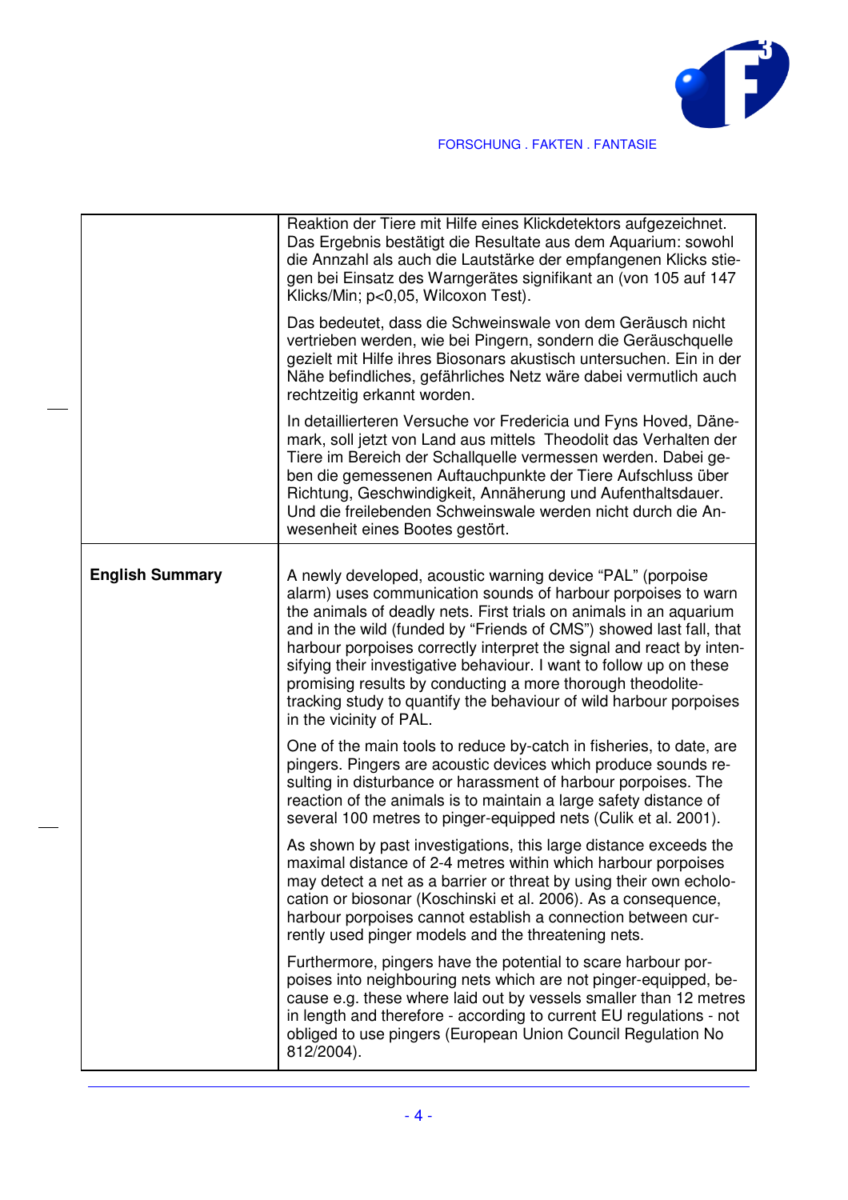| | |
|---|---|
| | Reaktion der Tiere mit Hilfe eines Klickdetektors aufgezeichnet. Das Ergebnis bestätigt die Resultate aus dem Aquarium: sowohl die Annzahl als auch die Lautstärke der empfangenen Klicks stiegen bei Einsatz des Warngerätes signifikant an (von 105 auf 147 Klicks/Min; $p<0{,}05$, Wilcoxon Test).<br><br>Das bedeutet, dass die Schweinswale von dem Geräusch nicht vertrieben werden, wie bei Pingern, sondern die Geräuschquelle gezielt mit Hilfe ihres Biosonars akustisch untersuchen. Ein in der Nähe befindliches, gefährliches Netz wäre dabei vermutlich auch rechtzeitig erkannt worden.<br><br>In detaillierteren Versuche vor Fredericia und Fyns Hoved, Dänemark, soll jetzt von Land aus mittels Theodolit das Verhalten der Tiere im Bereich der Schallquelle vermessen werden. Dabei geben die gemessenen Auftauchpunkte der Tiere Aufschluss über Richtung, Geschwindigkeit, Annäherung und Aufenthaltsdauer. Und die freilebenden Schweinswale werden nicht durch die Anwesenheit eines Bootes gestört. |
| **English Summary** | A newly developed, acoustic warning device “PAL” (porpoise alarm) uses communication sounds of harbour porpoises to warn the animals of deadly nets. First trials on animals in an aquarium and in the wild (funded by “Friends of CMS”) showed last fall, that harbour porpoises correctly interpret the signal and react by intensifying their investigative behaviour. I want to follow up on these promising results by conducting a more thorough theodolite-tracking study to quantify the behaviour of wild harbour porpoises in the vicinity of PAL.<br><br>One of the main tools to reduce by-catch in fisheries, to date, are pingers. Pingers are acoustic devices which produce sounds resulting in disturbance or harassment of harbour porpoises. The reaction of the animals is to maintain a large safety distance of several 100 metres to pinger-equipped nets (Culik et al. 2001).<br><br>As shown by past investigations, this large distance exceeds the maximal distance of 2-4 metres within which harbour porpoises may detect a net as a barrier or threat by using their own echolocation or biosonar (Koschinski et al. 2006). As a consequence, harbour porpoises cannot establish a connection between currently used pinger models and the threatening nets.<br><br>Furthermore, pingers have the potential to scare harbour porpoises into neighbouring nets which are not pinger-equipped, because e.g. these where laid out by vessels smaller than 12 metres in length and therefore - according to current EU regulations - not obliged to use pingers (European Union Council Regulation No 812/2004). |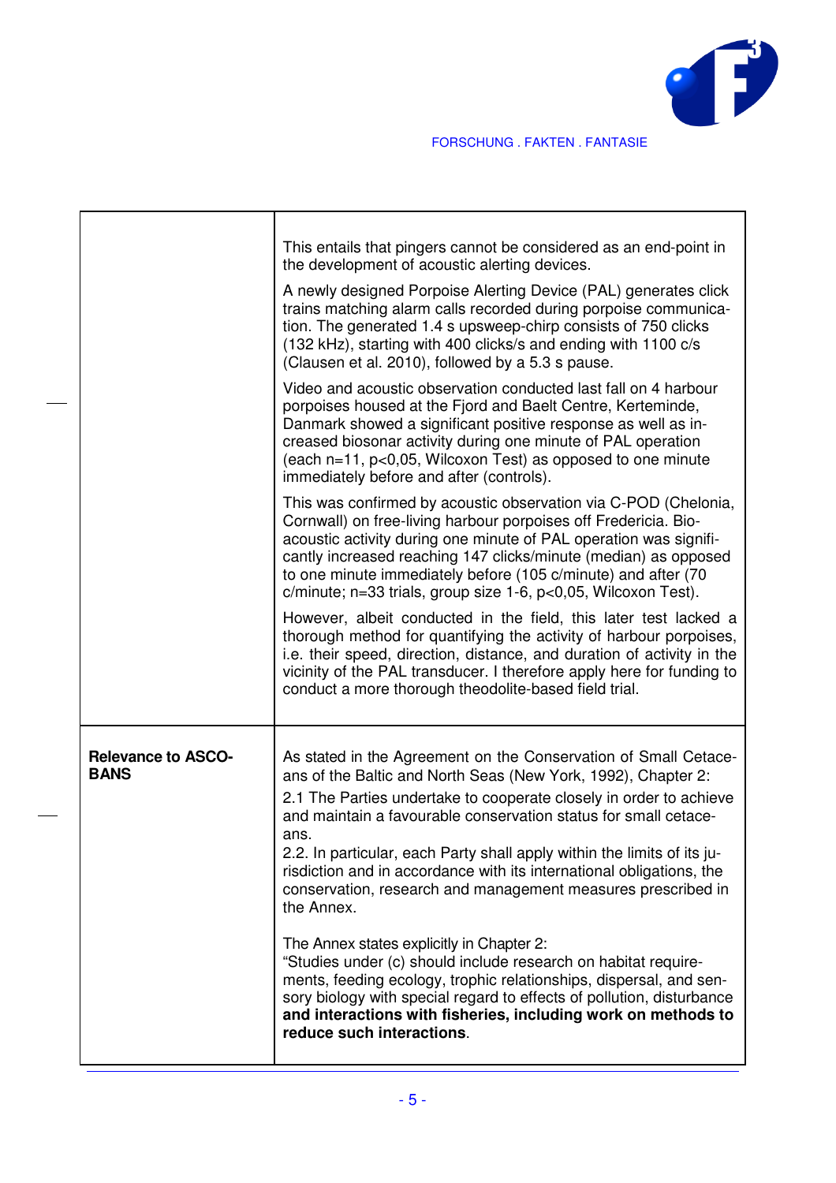| | |
|---|---|
| | This entails that pingers cannot be considered as an end-point in the development of acoustic alerting devices.<br><br>A newly designed Porpoise Alerting Device (PAL) generates click trains matching alarm calls recorded during porpoise communication. The generated 1.4 s upsweep-chirp consists of 750 clicks (132 kHz), starting with 400 clicks/s and ending with 1100 c/s (Clausen et al. 2010), followed by a 5.3 s pause.<br><br>Video and acoustic observation conducted last fall on 4 harbour porpoises housed at the Fjord and Baelt Centre, Kerteminde, Danmark showed a significant positive response as well as increased biosonar activity during one minute of PAL operation (each n=11, $p<0{,}05$, Wilcoxon Test) as opposed to one minute immediately before and after (controls).<br><br>This was confirmed by acoustic observation via C-POD (Chelonia, Cornwall) on free-living harbour porpoises off Fredericia. Bioacoustic activity during one minute of PAL operation was significantly increased reaching 147 clicks/minute (median) as opposed to one minute immediately before (105 c/minute) and after (70 c/minute; n=33 trials, group size 1-6, $p<0{,}05$, Wilcoxon Test).<br><br>However, albeit conducted in the field, this later test lacked a thorough method for quantifying the activity of harbour porpoises, i.e. their speed, direction, distance, and duration of activity in the vicinity of the PAL transducer. I therefore apply here for funding to conduct a more thorough theodolite-based field trial. |
| **Relevance to ASCOBANS** | As stated in the Agreement on the Conservation of Small Cetaceans of the Baltic and North Seas (New York, 1992), Chapter 2:<br><br>2.1 The Parties undertake to cooperate closely in order to achieve and maintain a favourable conservation status for small cetaceans.<br>2.2. In particular, each Party shall apply within the limits of its jurisdiction and in accordance with its international obligations, the conservation, research and management measures prescribed in the Annex.<br><br>The Annex states explicitly in Chapter 2:<br>"Studies under (c) should include research on habitat requirements, feeding ecology, trophic relationships, dispersal, and sensory biology with special regard to effects of pollution, disturbance **and interactions with fisheries, including work on methods to reduce such interactions**. |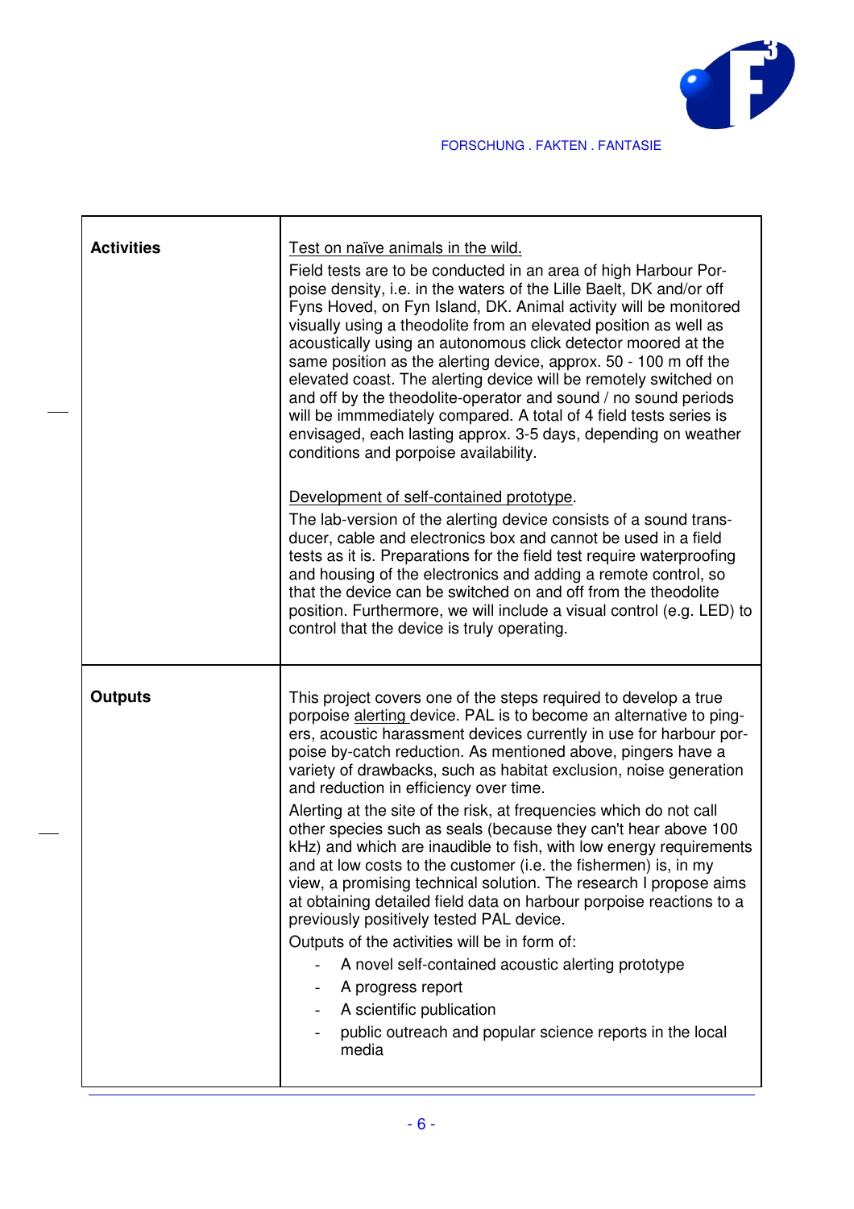| | |
|---|---|
| **Activities** | Test on naïve animals in the wild.<br>Field tests are to be conducted in an area of high Harbour Porpoise density, i.e. in the waters of the Lille Baelt, DK and/or off Fyns Hoved, on Fyn Island, DK. Animal activity will be monitored visually using a theodolite from an elevated position as well as acoustically using an autonomous click detector moored at the same position as the alerting device, approx. 50 - 100 m off the elevated coast. The alerting device will be remotely switched on and off by the theodolite-operator and sound / no sound periods will be immmediately compared. A total of 4 field tests series is envisaged, each lasting approx. 3-5 days, depending on weather conditions and porpoise availability.<br><br>Development of self-contained prototype.<br>The lab-version of the alerting device consists of a sound transducer, cable and electronics box and cannot be used in a field tests as it is. Preparations for the field test require waterproofing and housing of the electronics and adding a remote control, so that the device can be switched on and off from the theodolite position. Furthermore, we will include a visual control (e.g. LED) to control that the device is truly operating. |
| **Outputs** | This project covers one of the steps required to develop a true porpoise alerting device. PAL is to become an alternative to pingers, acoustic harassment devices currently in use for harbour porpoise by-catch reduction. As mentioned above, pingers have a variety of drawbacks, such as habitat exclusion, noise generation and reduction in efficiency over time.<br>Alerting at the site of the risk, at frequencies which do not call other species such as seals (because they can't hear above 100 kHz) and which are inaudible to fish, with low energy requirements and at low costs to the customer (i.e. the fishermen) is, in my view, a promising technical solution. The research I propose aims at obtaining detailed field data on harbour porpoise reactions to a previously positively tested PAL device.<br>Outputs of the activities will be in form of:<br>- A novel self-contained acoustic alerting prototype<br>- A progress report<br>- A scientific publication<br>- public outreach and popular science reports in the local media |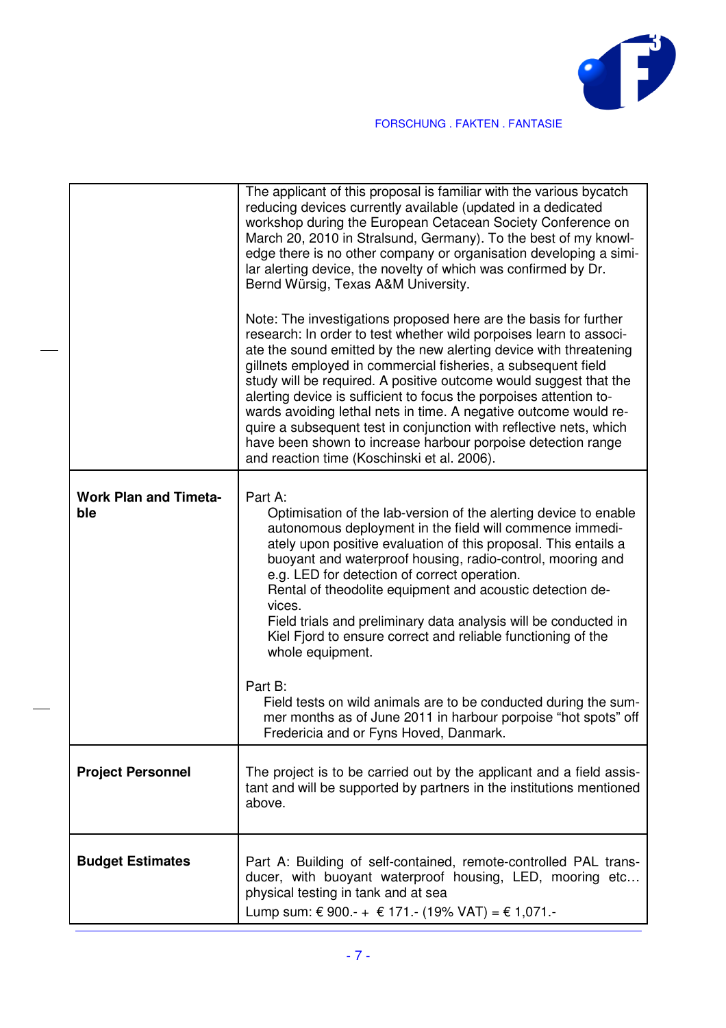| | |
|---|---|
| | The applicant of this proposal is familiar with the various bycatch reducing devices currently available (updated in a dedicated workshop during the European Cetacean Society Conference on March 20, 2010 in Stralsund, Germany). To the best of my knowledge there is no other company or organisation developing a similar alerting device, the novelty of which was confirmed by Dr. Bernd Würsig, Texas A&M University.<br><br>Note: The investigations proposed here are the basis for further research: In order to test whether wild porpoises learn to associate the sound emitted by the new alerting device with threatening gillnets employed in commercial fisheries, a subsequent field study will be required. A positive outcome would suggest that the alerting device is sufficient to focus the porpoises attention towards avoiding lethal nets in time. A negative outcome would require a subsequent test in conjunction with reflective nets, which have been shown to increase harbour porpoise detection range and reaction time (Koschinski et al. 2006). |
| **Work Plan and Timetable** | Part A:<br>Optimisation of the lab-version of the alerting device to enable autonomous deployment in the field will commence immediately upon positive evaluation of this proposal. This entails a buoyant and waterproof housing, radio-control, mooring and e.g. LED for detection of correct operation.<br>Rental of theodolite equipment and acoustic detection devices.<br>Field trials and preliminary data analysis will be conducted in Kiel Fjord to ensure correct and reliable functioning of the whole equipment.<br><br>Part B:<br>Field tests on wild animals are to be conducted during the summer months as of June 2011 in harbour porpoise "hot spots" off Fredericia and or Fyns Hoved, Danmark. |
| **Project Personnel** | The project is to be carried out by the applicant and a field assistant and will be supported by partners in the institutions mentioned above. |
| **Budget Estimates** | Part A: Building of self-contained, remote-controlled PAL transducer, with buoyant waterproof housing, LED, mooring etc… physical testing in tank and at sea<br>Lump sum: € 900.- + € 171.- (19% VAT) = € 1,071.- |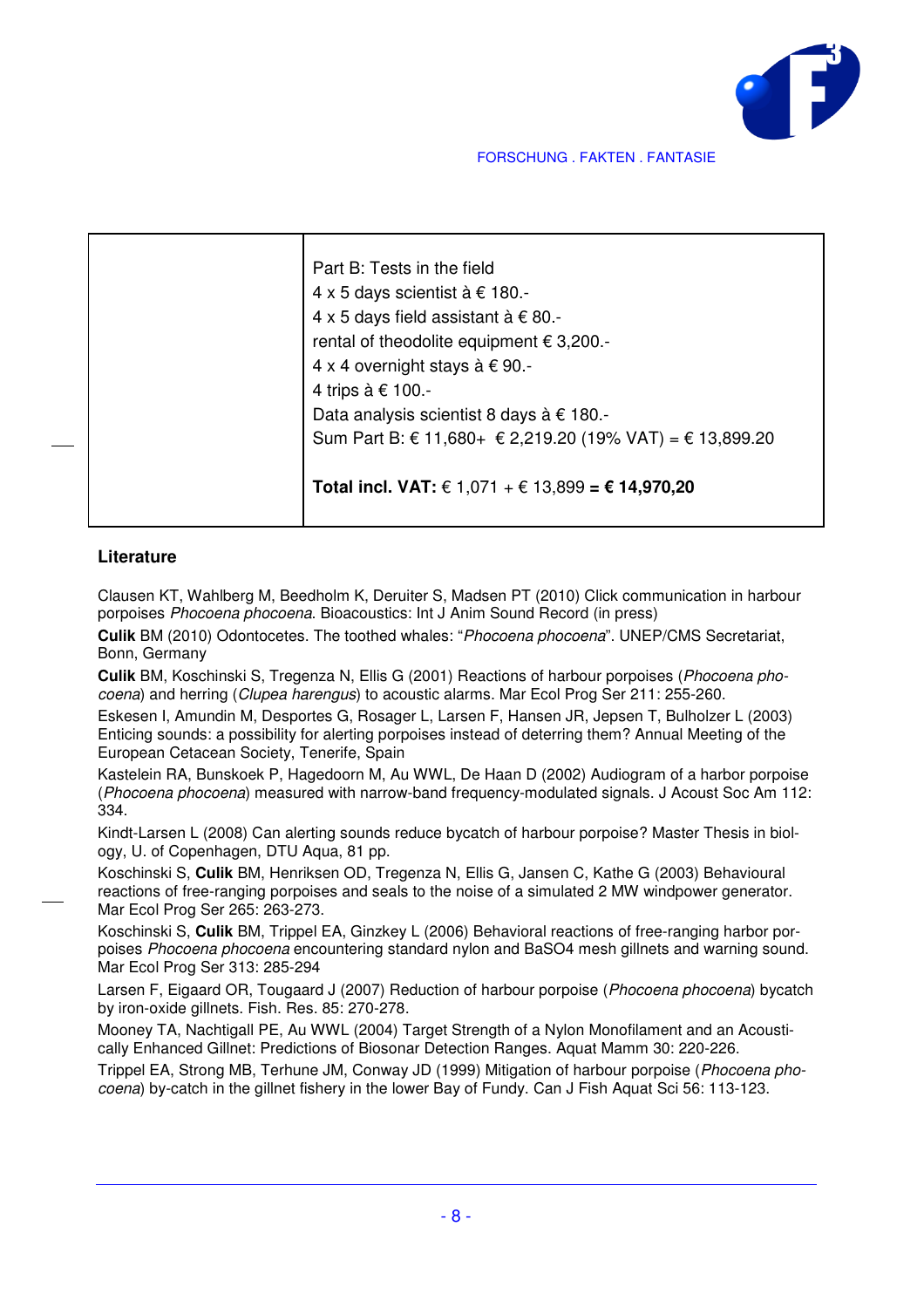| | Part B: Tests in the field<br>4 x 5 days scientist à € 180.-<br>4 x 5 days field assistant à € 80.-<br>rental of theodolite equipment € 3,200.-<br>4 x 4 overnight stays à € 90.-<br>4 trips à € 100.-<br>Data analysis scientist 8 days à € 180.-<br>Sum Part B: € 11,680+ € 2,219.20 (19% VAT) = € 13,899.20<br><br>**Total incl. VAT:** € 1,071 + € 13,899 **= € 14,970,20** |
|---|---|

**Literature**

Clausen KT, Wahlberg M, Beedholm K, Deruiter S, Madsen PT (2010) Click communication in harbour porpoises *Phocoena phocoena*. Bioacoustics: Int J Anim Sound Record (in press)

**Culik** BM (2010) Odontocetes. The toothed whales: "*Phocoena phocoena*". UNEP/CMS Secretariat, Bonn, Germany

**Culik** BM, Koschinski S, Tregenza N, Ellis G (2001) Reactions of harbour porpoises (*Phocoena phocoena*) and herring (*Clupea harengus*) to acoustic alarms. Mar Ecol Prog Ser 211: 255-260.

Eskesen I, Amundin M, Desportes G, Rosager L, Larsen F, Hansen JR, Jepsen T, Bulholzer L (2003) Enticing sounds: a possibility for alerting porpoises instead of deterring them? Annual Meeting of the European Cetacean Society, Tenerife, Spain

Kastelein RA, Bunskoek P, Hagedoorn M, Au WWL, De Haan D (2002) Audiogram of a harbor porpoise (*Phocoena phocoena*) measured with narrow-band frequency-modulated signals. J Acoust Soc Am 112: 334.

Kindt-Larsen L (2008) Can alerting sounds reduce bycatch of harbour porpoise? Master Thesis in biology, U. of Copenhagen, DTU Aqua, 81 pp.

Koschinski S, **Culik** BM, Henriksen OD, Tregenza N, Ellis G, Jansen C, Kathe G (2003) Behavioural reactions of free-ranging porpoises and seals to the noise of a simulated 2 MW windpower generator. Mar Ecol Prog Ser 265: 263-273.

Koschinski S, **Culik** BM, Trippel EA, Ginzkey L (2006) Behavioral reactions of free-ranging harbor porpoises *Phocoena phocoena* encountering standard nylon and BaSO4 mesh gillnets and warning sound. Mar Ecol Prog Ser 313: 285-294

Larsen F, Eigaard OR, Tougaard J (2007) Reduction of harbour porpoise (*Phocoena phocoena*) bycatch by iron-oxide gillnets. Fish. Res. 85: 270-278.

Mooney TA, Nachtigall PE, Au WWL (2004) Target Strength of a Nylon Monofilament and an Acoustically Enhanced Gillnet: Predictions of Biosonar Detection Ranges. Aquat Mamm 30: 220-226.

Trippel EA, Strong MB, Terhune JM, Conway JD (1999) Mitigation of harbour porpoise (*Phocoena phocoena*) by-catch in the gillnet fishery in the lower Bay of Fundy. Can J Fish Aquat Sci 56: 113-123.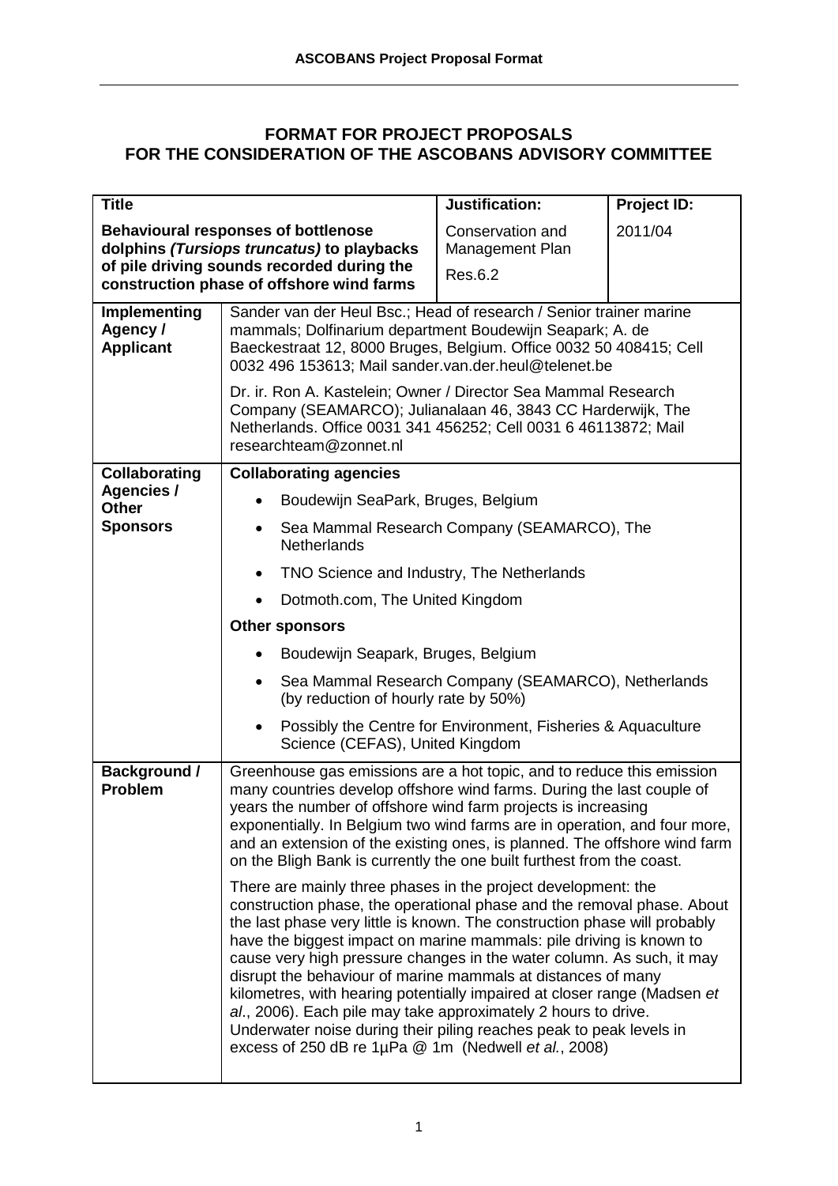**FORMAT FOR PROJECT PROPOSALS FOR THE CONSIDERATION OF THE ASCOBANS ADVISORY COMMITTEE**

| **Title** | | **Justification:** | **Project ID:** |
|---|---|---|---|
| **Behavioural responses of bottlenose dolphins *(Tursiops truncatus)* to playbacks of pile driving sounds recorded during the construction phase of offshore wind farms** | | Conservation and Management Plan<br>Res.6.2 | 2011/04 |
| **Implementing Agency / Applicant** | Sander van der Heul Bsc.; Head of research / Senior trainer marine mammals; Dolfinarium department Boudewijn Seapark; A. de Baeckestraat 12, 8000 Bruges, Belgium. Office 0032 50 408415; Cell 0032 496 153613; Mail sander.van.der.heul@telenet.be<br><br>Dr. ir. Ron A. Kastelein; Owner / Director Sea Mammal Research Company (SEAMARCO); Julianalaan 46, 3843 CC Harderwijk, The Netherlands. Office 0031 341 456252; Cell 0031 6 46113872; Mail researchteam@zonnet.nl | | |
| **Collaborating Agencies / Other Sponsors** | **Collaborating agencies**<br>• Boudewijn SeaPark, Bruges, Belgium<br>• Sea Mammal Research Company (SEAMARCO), The Netherlands<br>• TNO Science and Industry, The Netherlands<br>• Dotmoth.com, The United Kingdom<br><br>**Other sponsors**<br>• Boudewijn Seapark, Bruges, Belgium<br>• Sea Mammal Research Company (SEAMARCO), Netherlands (by reduction of hourly rate by 50%)<br>• Possibly the Centre for Environment, Fisheries & Aquaculture Science (CEFAS), United Kingdom | | |
| **Background / Problem** | Greenhouse gas emissions are a hot topic, and to reduce this emission many countries develop offshore wind farms. During the last couple of years the number of offshore wind farm projects is increasing exponentially. In Belgium two wind farms are in operation, and four more, and an extension of the existing ones, is planned. The offshore wind farm on the Bligh Bank is currently the one built furthest from the coast.<br><br>There are mainly three phases in the project development: the construction phase, the operational phase and the removal phase. About the last phase very little is known. The construction phase will probably have the biggest impact on marine mammals: pile driving is known to cause very high pressure changes in the water column. As such, it may disrupt the behaviour of marine mammals at distances of many kilometres, with hearing potentially impaired at closer range (Madsen *et al*., 2006). Each pile may take approximately 2 hours to drive. Underwater noise during their piling reaches peak to peak levels in excess of 250 dB re 1µPa @ 1m (Nedwell *et al.*, 2008) | | |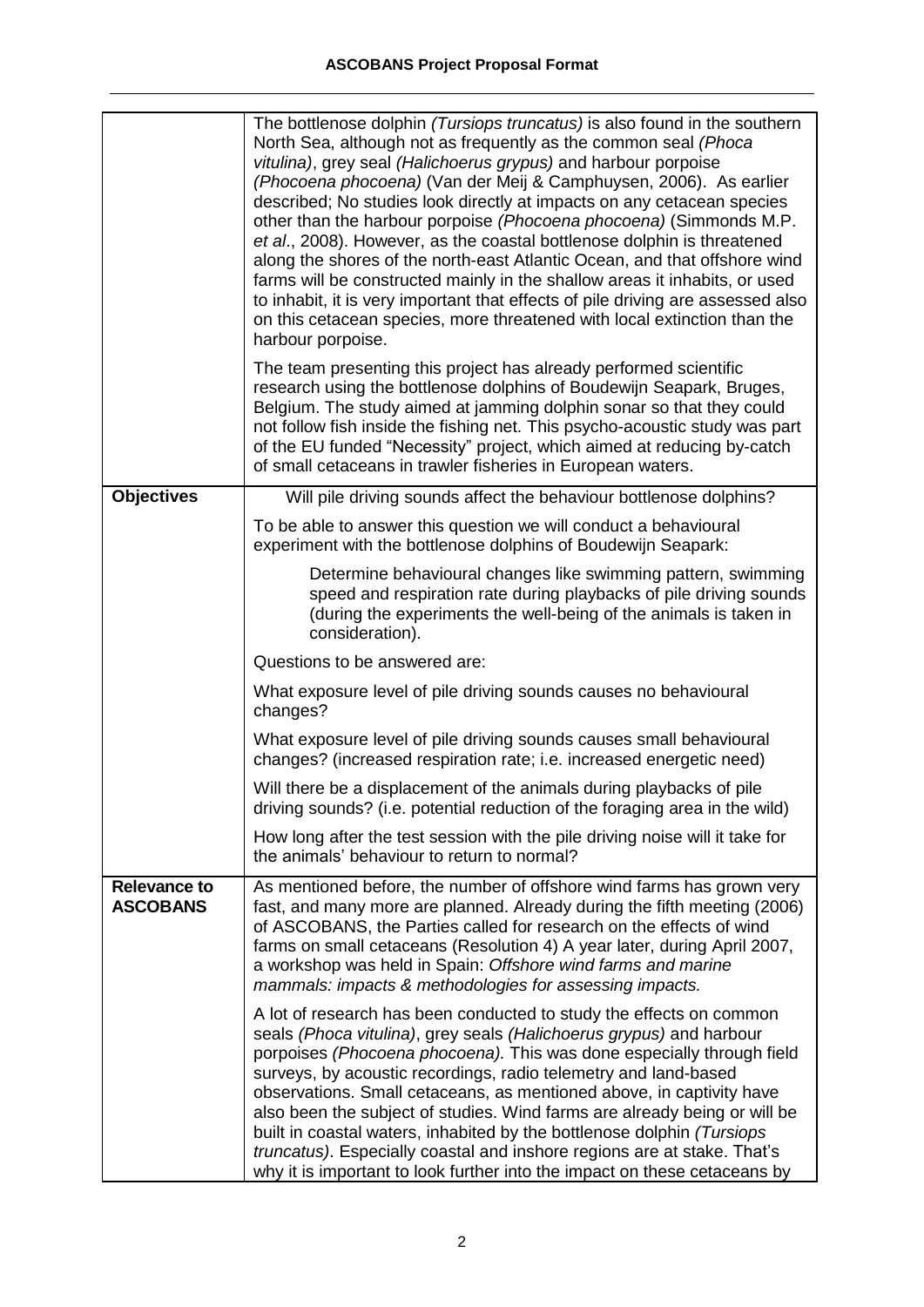| | |
|---|---|
| | The bottlenose dolphin *(Tursiops truncatus)* is also found in the southern North Sea, although not as frequently as the common seal *(Phoca vitulina)*, grey seal *(Halichoerus grypus)* and harbour porpoise *(Phocoena phocoena)* (Van der Meij & Camphuysen, 2006). As earlier described; No studies look directly at impacts on any cetacean species other than the harbour porpoise *(Phocoena phocoena)* (Simmonds M.P. *et al*., 2008). However, as the coastal bottlenose dolphin is threatened along the shores of the north-east Atlantic Ocean, and that offshore wind farms will be constructed mainly in the shallow areas it inhabits, or used to inhabit, it is very important that effects of pile driving are assessed also on this cetacean species, more threatened with local extinction than the harbour porpoise.<br><br>The team presenting this project has already performed scientific research using the bottlenose dolphins of Boudewijn Seapark, Bruges, Belgium. The study aimed at jamming dolphin sonar so that they could not follow fish inside the fishing net. This psycho-acoustic study was part of the EU funded "Necessity" project, which aimed at reducing by-catch of small cetaceans in trawler fisheries in European waters. |
| **Objectives** | Will pile driving sounds affect the behaviour bottlenose dolphins?<br><br>To be able to answer this question we will conduct a behavioural experiment with the bottlenose dolphins of Boudewijn Seapark:<br><br>Determine behavioural changes like swimming pattern, swimming speed and respiration rate during playbacks of pile driving sounds (during the experiments the well-being of the animals is taken in consideration).<br><br>Questions to be answered are:<br><br>What exposure level of pile driving sounds causes no behavioural changes?<br><br>What exposure level of pile driving sounds causes small behavioural changes? (increased respiration rate; i.e. increased energetic need)<br><br>Will there be a displacement of the animals during playbacks of pile driving sounds? (i.e. potential reduction of the foraging area in the wild)<br><br>How long after the test session with the pile driving noise will it take for the animals' behaviour to return to normal? |
| **Relevance to ASCOBANS** | As mentioned before, the number of offshore wind farms has grown very fast, and many more are planned. Already during the fifth meeting (2006) of ASCOBANS, the Parties called for research on the effects of wind farms on small cetaceans (Resolution 4) A year later, during April 2007, a workshop was held in Spain: *Offshore wind farms and marine mammals: impacts & methodologies for assessing impacts.*<br><br>A lot of research has been conducted to study the effects on common seals *(Phoca vitulina)*, grey seals *(Halichoerus grypus)* and harbour porpoises *(Phocoena phocoena).* This was done especially through field surveys, by acoustic recordings, radio telemetry and land-based observations. Small cetaceans, as mentioned above, in captivity have also been the subject of studies. Wind farms are already being or will be built in coastal waters, inhabited by the bottlenose dolphin *(Tursiops truncatus)*. Especially coastal and inshore regions are at stake. That's why it is important to look further into the impact on these cetaceans by |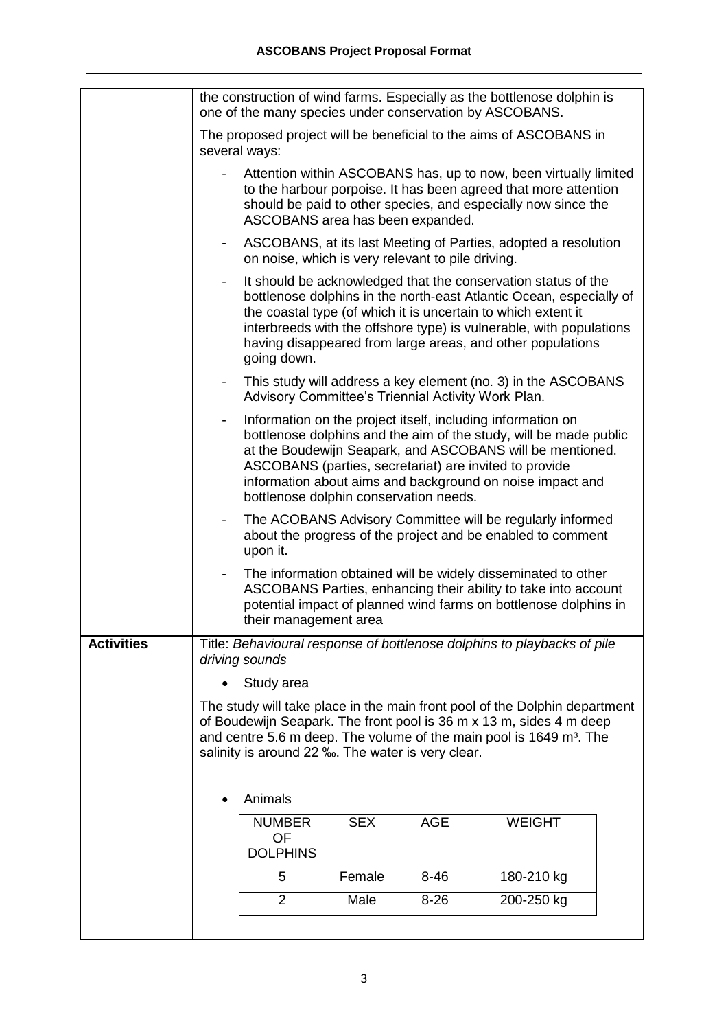the construction of wind farms. Especially as the bottlenose dolphin is one of the many species under conservation by ASCOBANS.

The proposed project will be beneficial to the aims of ASCOBANS in several ways:

- Attention within ASCOBANS has, up to now, been virtually limited to the harbour porpoise. It has been agreed that more attention should be paid to other species, and especially now since the ASCOBANS area has been expanded.
- ASCOBANS, at its last Meeting of Parties, adopted a resolution on noise, which is very relevant to pile driving.
- It should be acknowledged that the conservation status of the bottlenose dolphins in the north-east Atlantic Ocean, especially of the coastal type (of which it is uncertain to which extent it interbreeds with the offshore type) is vulnerable, with populations having disappeared from large areas, and other populations going down.
- This study will address a key element (no. 3) in the ASCOBANS Advisory Committee's Triennial Activity Work Plan.
- Information on the project itself, including information on bottlenose dolphins and the aim of the study, will be made public at the Boudewijn Seapark, and ASCOBANS will be mentioned. ASCOBANS (parties, secretariat) are invited to provide information about aims and background on noise impact and bottlenose dolphin conservation needs.
- The ACOBANS Advisory Committee will be regularly informed about the progress of the project and be enabled to comment upon it.
- The information obtained will be widely disseminated to other ASCOBANS Parties, enhancing their ability to take into account potential impact of planned wind farms on bottlenose dolphins in their management area

**Activities**

Title: *Behavioural response of bottlenose dolphins to playbacks of pile driving sounds*

- Study area

The study will take place in the main front pool of the Dolphin department of Boudewijn Seapark. The front pool is 36 m x 13 m, sides 4 m deep and centre 5.6 m deep. The volume of the main pool is 1649 m³. The salinity is around 22 ‰. The water is very clear.

- Animals

| NUMBER OF DOLPHINS | SEX | AGE | WEIGHT |
|---|---|---|---|
| 5 | Female | 8-46 | 180-210 kg |
| 2 | Male | 8-26 | 200-250 kg |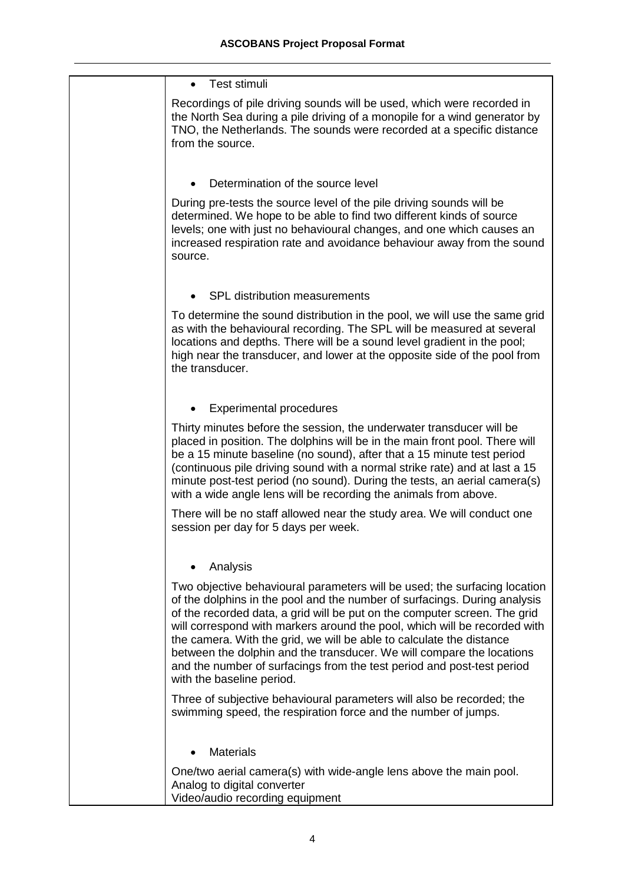- Test stimuli

Recordings of pile driving sounds will be used, which were recorded in the North Sea during a pile driving of a monopile for a wind generator by TNO, the Netherlands. The sounds were recorded at a specific distance from the source.

- Determination of the source level

During pre-tests the source level of the pile driving sounds will be determined. We hope to be able to find two different kinds of source levels; one with just no behavioural changes, and one which causes an increased respiration rate and avoidance behaviour away from the sound source.

- SPL distribution measurements

To determine the sound distribution in the pool, we will use the same grid as with the behavioural recording. The SPL will be measured at several locations and depths. There will be a sound level gradient in the pool; high near the transducer, and lower at the opposite side of the pool from the transducer.

- Experimental procedures

Thirty minutes before the session, the underwater transducer will be placed in position. The dolphins will be in the main front pool. There will be a 15 minute baseline (no sound), after that a 15 minute test period (continuous pile driving sound with a normal strike rate) and at last a 15 minute post-test period (no sound). During the tests, an aerial camera(s) with a wide angle lens will be recording the animals from above.

There will be no staff allowed near the study area. We will conduct one session per day for 5 days per week.

- Analysis

Two objective behavioural parameters will be used; the surfacing location of the dolphins in the pool and the number of surfacings. During analysis of the recorded data, a grid will be put on the computer screen. The grid will correspond with markers around the pool, which will be recorded with the camera. With the grid, we will be able to calculate the distance between the dolphin and the transducer. We will compare the locations and the number of surfacings from the test period and post-test period with the baseline period.

Three of subjective behavioural parameters will also be recorded; the swimming speed, the respiration force and the number of jumps.

- Materials

One/two aerial camera(s) with wide-angle lens above the main pool.
Analog to digital converter
Video/audio recording equipment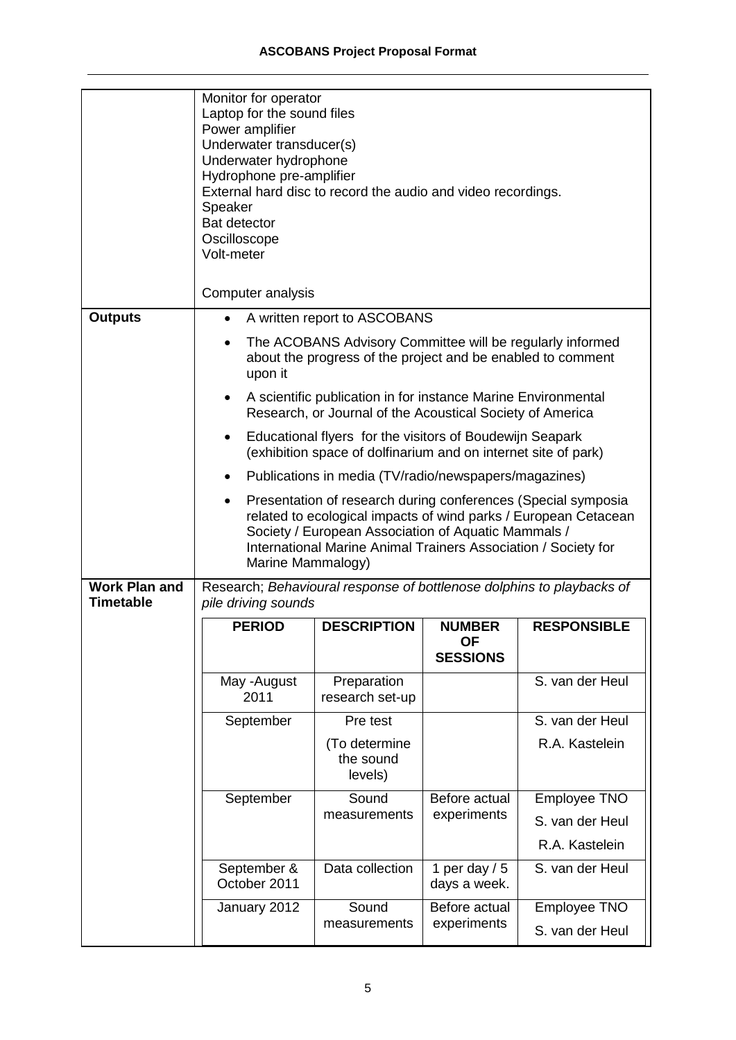| | |
|---|---|
| | Monitor for operator<br>Laptop for the sound files<br>Power amplifier<br>Underwater transducer(s)<br>Underwater hydrophone<br>Hydrophone pre-amplifier<br>External hard disc to record the audio and video recordings.<br>Speaker<br>Bat detector<br>Oscilloscope<br>Volt-meter<br><br>Computer analysis |
| **Outputs** | • A written report to ASCOBANS<br>• The ACOBANS Advisory Committee will be regularly informed about the progress of the project and be enabled to comment upon it<br>• A scientific publication in for instance Marine Environmental Research, or Journal of the Acoustical Society of America<br>• Educational flyers for the visitors of Boudewijn Seapark (exhibition space of dolfinarium and on internet site of park)<br>• Publications in media (TV/radio/newspapers/magazines)<br>• Presentation of research during conferences (Special symposia related to ecological impacts of wind parks / European Cetacean Society / European Association of Aquatic Mammals / International Marine Animal Trainers Association / Society for Marine Mammalogy) |
| **Work Plan and Timetable** | Research; *Behavioural response of bottlenose dolphins to playbacks of pile driving sounds* |

| PERIOD | DESCRIPTION | NUMBER OF SESSIONS | RESPONSIBLE |
|---|---|---|---|
| May -August 2011 | Preparation research set-up | | S. van der Heul |
| September | Pre test<br>(To determine the sound levels) | | S. van der Heul<br>R.A. Kastelein |
| September | Sound measurements | Before actual experiments | Employee TNO<br>S. van der Heul<br>R.A. Kastelein |
| September & October 2011 | Data collection | 1 per day / 5 days a week. | S. van der Heul |
| January 2012 | Sound measurements | Before actual experiments | Employee TNO<br>S. van der Heul |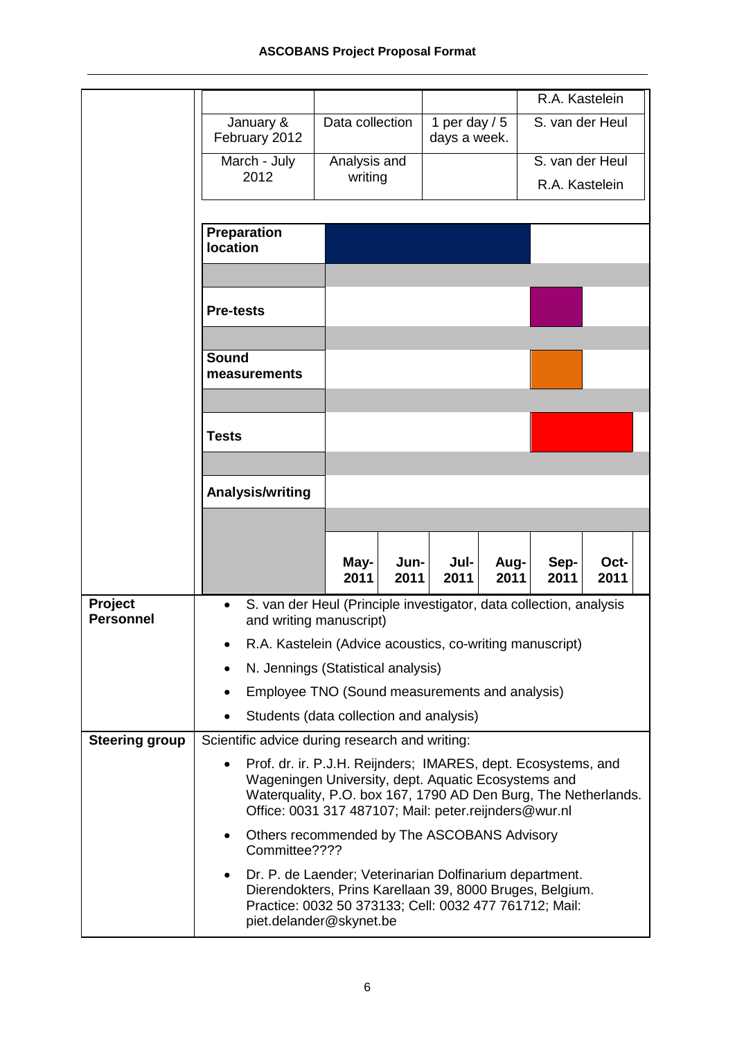| | | | |
|---|---|---|---|
| | | | R.A. Kastelein |
| January & February 2012 | Data collection | 1 per day / 5 days a week. | S. van der Heul |
| March - July 2012 | Analysis and writing | | S. van der Heul<br>R.A. Kastelein |

| | May-2011 | Jun-2011 | Jul-2011 | Aug-2011 | Sep-2011 | Oct-2011 |
|---|---|---|---|---|---|---|
| **Preparation location** | ■ | ■ | ■ | ■ | | |
| **Pre-tests** | | | | | ■ | |
| **Sound measurements** | | | | | ■ | |
| **Tests** | | | | | ■ | ■ |
| **Analysis/writing** | | | | | | |

| | |
|---|---|
| **Project Personnel** | • S. van der Heul (Principle investigator, data collection, analysis and writing manuscript)<br>• R.A. Kastelein (Advice acoustics, co-writing manuscript)<br>• N. Jennings (Statistical analysis)<br>• Employee TNO (Sound measurements and analysis)<br>• Students (data collection and analysis) |
| **Steering group** | Scientific advice during research and writing:<br>• Prof. dr. ir. P.J.H. Reijnders; IMARES, dept. Ecosystems, and Wageningen University, dept. Aquatic Ecosystems and Waterquality, P.O. box 167, 1790 AD Den Burg, The Netherlands. Office: 0031 317 487107; Mail: peter.reijnders@wur.nl<br>• Others recommended by The ASCOBANS Advisory Committee????<br>• Dr. P. de Laender; Veterinarian Dolfinarium department. Dierendokters, Prins Karellaan 39, 8000 Bruges, Belgium. Practice: 0032 50 373133; Cell: 0032 477 761712; Mail: piet.delander@skynet.be |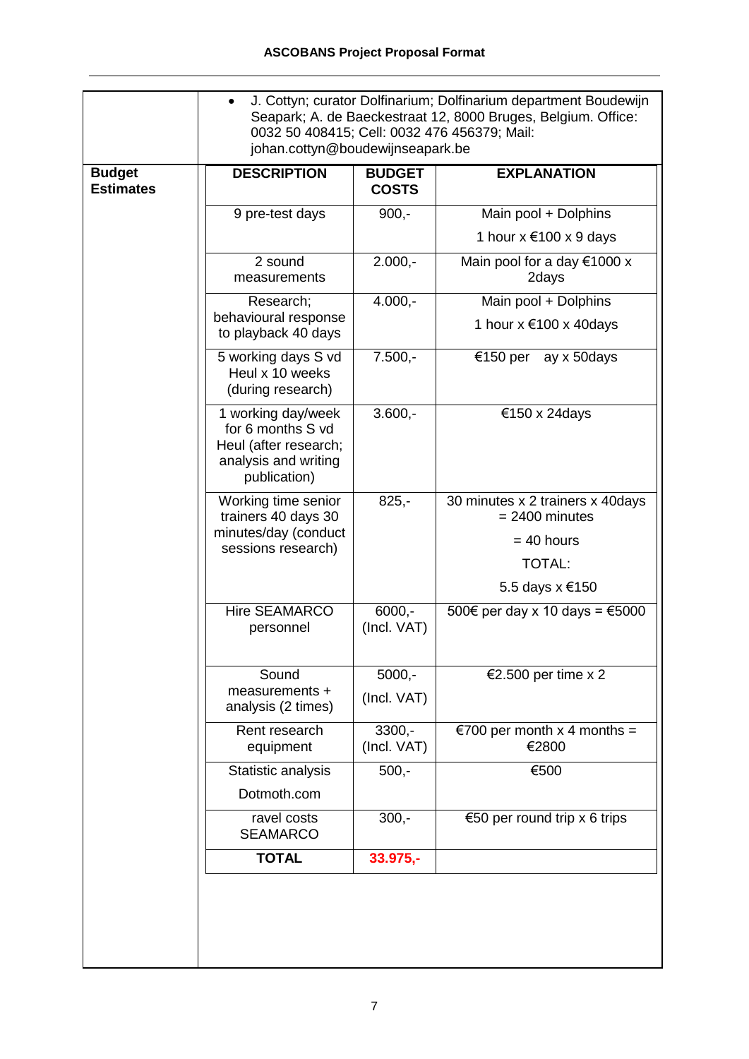| | |
|---|---|
| | • J. Cottyn; curator Dolfinarium; Dolfinarium department Boudewijn Seapark; A. de Baeckestraat 12, 8000 Bruges, Belgium. Office: 0032 50 408415; Cell: 0032 476 456379; Mail: johan.cottyn@boudewijnseapark.be |

**Budget Estimates**

| DESCRIPTION | BUDGET COSTS | EXPLANATION |
|---|---|---|
| 9 pre-test days | 900,- | Main pool + Dolphins<br>1 hour x €100 x 9 days |
| 2 sound measurements | 2.000,- | Main pool for a day €1000 x 2days |
| Research; behavioural response to playback 40 days | 4.000,- | Main pool + Dolphins<br>1 hour x €100 x 40days |
| 5 working days S vd Heul x 10 weeks (during research) | 7.500,- | €150 per ay x 50days |
| 1 working day/week for 6 months S vd Heul (after research; analysis and writing publication) | 3.600,- | €150 x 24days |
| Working time senior trainers 40 days 30 minutes/day (conduct sessions research) | 825,- | 30 minutes x 2 trainers x 40days = 2400 minutes<br>= 40 hours<br>TOTAL:<br>5.5 days x €150 |
| Hire SEAMARCO personnel | 6000,- (Incl. VAT) | 500€ per day x 10 days = €5000 |
| Sound measurements + analysis (2 times) | 5000,- (Incl. VAT) | €2.500 per time x 2 |
| Rent research equipment | 3300,- (Incl. VAT) | €700 per month x 4 months = €2800 |
| Statistic analysis<br>Dotmoth.com | 500,- | €500 |
| ravel costs SEAMARCO | 300,- | €50 per round trip x 6 trips |
| **TOTAL** | **33.975,-** | |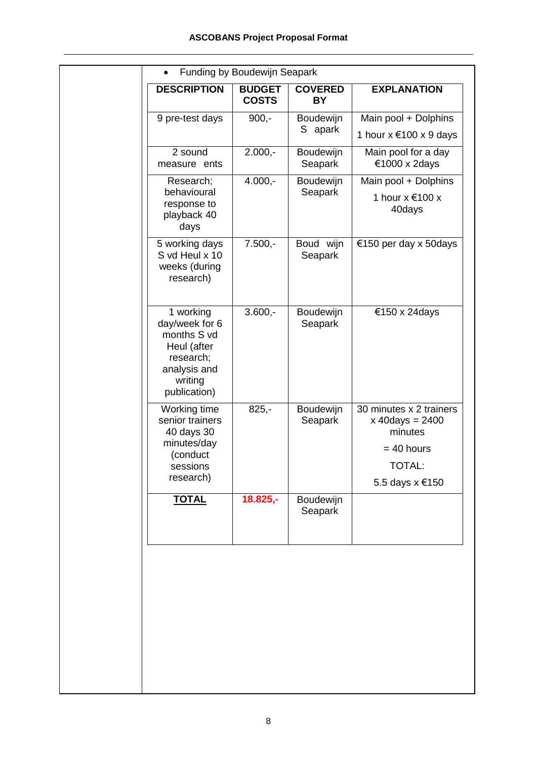- Funding by Boudewijn Seapark

| DESCRIPTION | BUDGET COSTS | COVERED BY | EXPLANATION |
|---|---|---|---|
| 9 pre-test days | 900,- | Boudewijn S apark | Main pool + Dolphins 1 hour x €100 x 9 days |
| 2 sound measure ents | 2.000,- | Boudewijn Seapark | Main pool for a day €1000 x 2days |
| Research; behavioural response to playback 40 days | 4.000,- | Boudewijn Seapark | Main pool + Dolphins 1 hour x €100 x 40days |
| 5 working days S vd Heul x 10 weeks (during research) | 7.500,- | Boud wijn Seapark | €150 per day x 50days |
| 1 working day/week for 6 months S vd Heul (after research; analysis and writing publication) | 3.600,- | Boudewijn Seapark | €150 x 24days |
| Working time senior trainers 40 days 30 minutes/day (conduct sessions research) | 825,- | Boudewijn Seapark | 30 minutes x 2 trainers x 40days = 2400 minutes = 40 hours TOTAL: 5.5 days x €150 |
| **TOTAL** | **18.825,-** | Boudewijn Seapark | |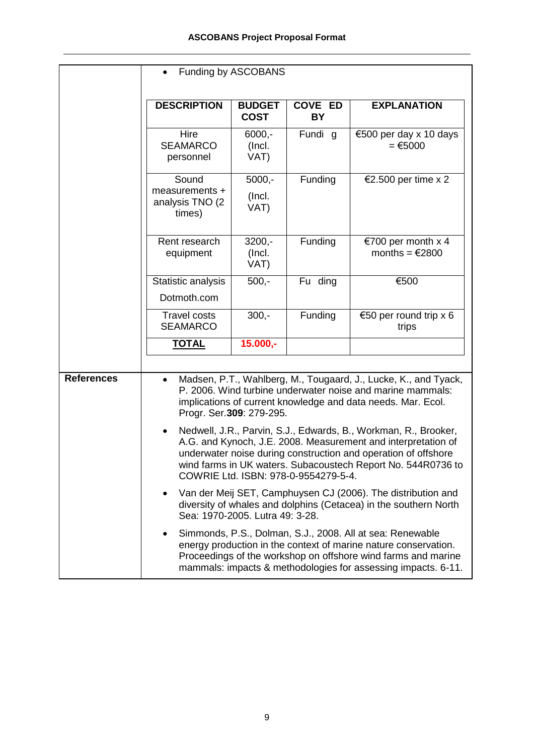| | Funding by ASCOBANS |
|---|---|

| DESCRIPTION | BUDGET COST | COVE ED BY | EXPLANATION |
|---|---|---|---|
| Hire SEAMARCO personnel | 6000,- (Incl. VAT) | Fundi g | €500 per day x 10 days = €5000 |
| Sound measurements + analysis TNO (2 times) | 5000,- (Incl. VAT) | Funding | €2.500 per time x 2 |
| Rent research equipment | 3200,- (Incl. VAT) | Funding | €700 per month x 4 months = €2800 |
| Statistic analysis Dotmoth.com | 500,- | Fu ding | €500 |
| Travel costs SEAMARCO | 300,- | Funding | €50 per round trip x 6 trips |
| **TOTAL** | **15.000,-** | | |

**References**

- Madsen, P.T., Wahlberg, M., Tougaard, J., Lucke, K., and Tyack, P. 2006. Wind turbine underwater noise and marine mammals: implications of current knowledge and data needs. Mar. Ecol. Progr. Ser.**309**: 279-295.
- Nedwell, J.R., Parvin, S.J., Edwards, B., Workman, R., Brooker, A.G. and Kynoch, J.E. 2008. Measurement and interpretation of underwater noise during construction and operation of offshore wind farms in UK waters. Subacoustech Report No. 544R0736 to COWRIE Ltd. ISBN: 978-0-9554279-5-4.
- Van der Meij SET, Camphuysen CJ (2006). The distribution and diversity of whales and dolphins (Cetacea) in the southern North Sea: 1970-2005. Lutra 49: 3-28.
- Simmonds, P.S., Dolman, S.J., 2008. All at sea: Renewable energy production in the context of marine nature conservation. Proceedings of the workshop on offshore wind farms and marine mammals: impacts & methodologies for assessing impacts. 6-11.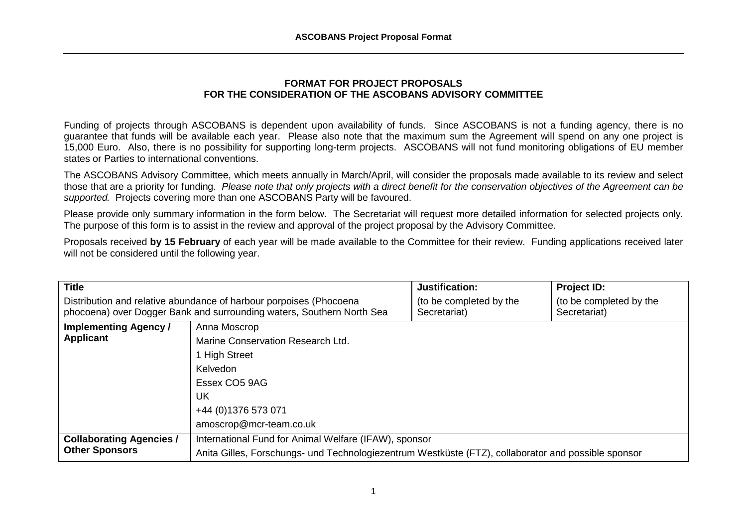**FORMAT FOR PROJECT PROPOSALS**
**FOR THE CONSIDERATION OF THE ASCOBANS ADVISORY COMMITTEE**

Funding of projects through ASCOBANS is dependent upon availability of funds. Since ASCOBANS is not a funding agency, there is no guarantee that funds will be available each year. Please also note that the maximum sum the Agreement will spend on any one project is 15,000 Euro. Also, there is no possibility for supporting long-term projects. ASCOBANS will not fund monitoring obligations of EU member states or Parties to international conventions.

The ASCOBANS Advisory Committee, which meets annually in March/April, will consider the proposals made available to its review and select those that are a priority for funding. *Please note that only projects with a direct benefit for the conservation objectives of the Agreement can be supported.* Projects covering more than one ASCOBANS Party will be favoured.

Please provide only summary information in the form below. The Secretariat will request more detailed information for selected projects only. The purpose of this form is to assist in the review and approval of the project proposal by the Advisory Committee.

Proposals received **by 15 February** of each year will be made available to the Committee for their review. Funding applications received later will not be considered until the following year.

| **Title** | | **Justification:** | **Project ID:** |
|---|---|---|---|
| Distribution and relative abundance of harbour porpoises (Phocoena phocoena) over Dogger Bank and surrounding waters, Southern North Sea | | (to be completed by the Secretariat) | (to be completed by the Secretariat) |
| **Implementing Agency / Applicant** | Anna Moscrop<br>Marine Conservation Research Ltd.<br>1 High Street<br>Kelvedon<br>Essex CO5 9AG<br>UK<br>+44 (0)1376 573 071<br>amoscrop@mcr-team.co.uk | | |
| **Collaborating Agencies / Other Sponsors** | International Fund for Animal Welfare (IFAW), sponsor<br>Anita Gilles, Forschungs- und Technologiezentrum Westküste (FTZ), collaborator and possible sponsor | | |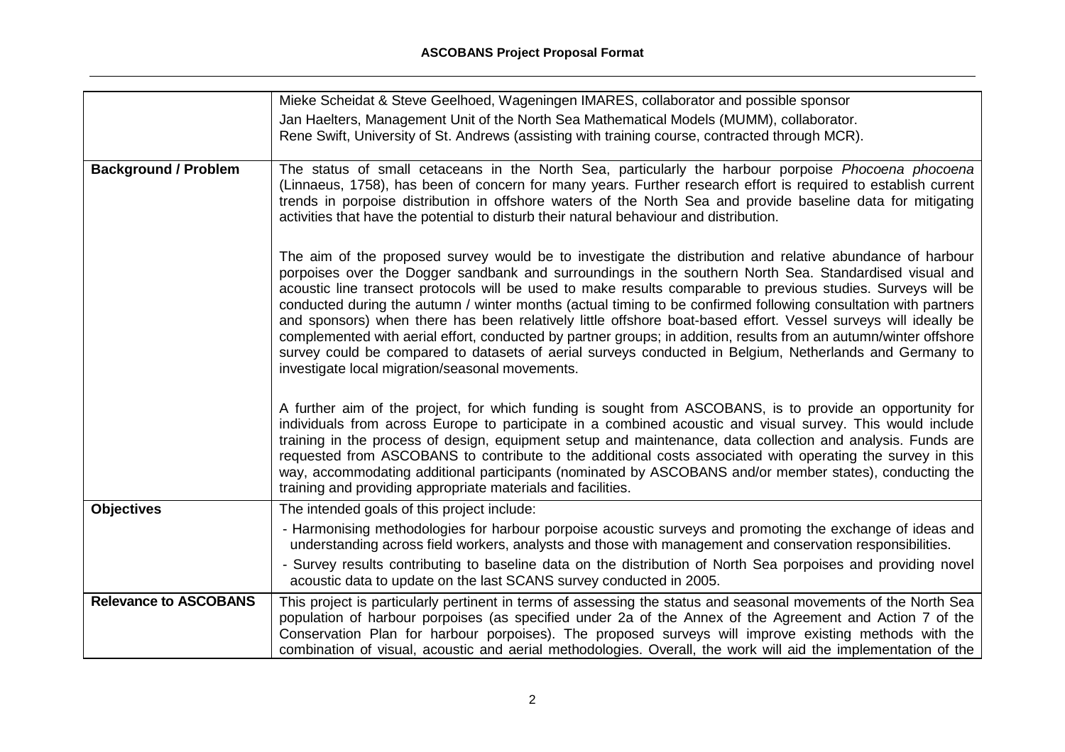| | |
|---|---|
| | Mieke Scheidat & Steve Geelhoed, Wageningen IMARES, collaborator and possible sponsor<br>Jan Haelters, Management Unit of the North Sea Mathematical Models (MUMM), collaborator.<br>Rene Swift, University of St. Andrews (assisting with training course, contracted through MCR). |
| **Background / Problem** | The status of small cetaceans in the North Sea, particularly the harbour porpoise *Phocoena phocoena* (Linnaeus, 1758), has been of concern for many years. Further research effort is required to establish current trends in porpoise distribution in offshore waters of the North Sea and provide baseline data for mitigating activities that have the potential to disturb their natural behaviour and distribution.<br><br>The aim of the proposed survey would be to investigate the distribution and relative abundance of harbour porpoises over the Dogger sandbank and surroundings in the southern North Sea. Standardised visual and acoustic line transect protocols will be used to make results comparable to previous studies. Surveys will be conducted during the autumn / winter months (actual timing to be confirmed following consultation with partners and sponsors) when there has been relatively little offshore boat-based effort. Vessel surveys will ideally be complemented with aerial effort, conducted by partner groups; in addition, results from an autumn/winter offshore survey could be compared to datasets of aerial surveys conducted in Belgium, Netherlands and Germany to investigate local migration/seasonal movements.<br><br>A further aim of the project, for which funding is sought from ASCOBANS, is to provide an opportunity for individuals from across Europe to participate in a combined acoustic and visual survey. This would include training in the process of design, equipment setup and maintenance, data collection and analysis. Funds are requested from ASCOBANS to contribute to the additional costs associated with operating the survey in this way, accommodating additional participants (nominated by ASCOBANS and/or member states), conducting the training and providing appropriate materials and facilities. |
| **Objectives** | The intended goals of this project include:<br>- Harmonising methodologies for harbour porpoise acoustic surveys and promoting the exchange of ideas and understanding across field workers, analysts and those with management and conservation responsibilities.<br>- Survey results contributing to baseline data on the distribution of North Sea porpoises and providing novel acoustic data to update on the last SCANS survey conducted in 2005. |
| **Relevance to ASCOBANS** | This project is particularly pertinent in terms of assessing the status and seasonal movements of the North Sea population of harbour porpoises (as specified under 2a of the Annex of the Agreement and Action 7 of the Conservation Plan for harbour porpoises). The proposed surveys will improve existing methods with the combination of visual, acoustic and aerial methodologies. Overall, the work will aid the implementation of the |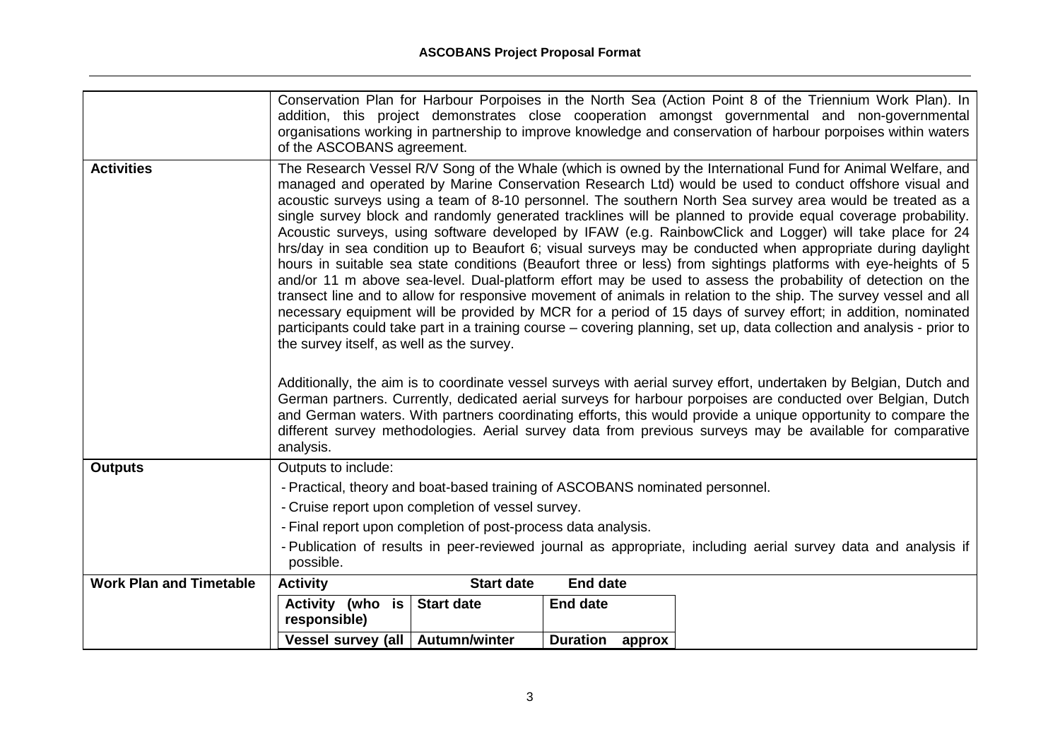| | |
|---|---|
| | Conservation Plan for Harbour Porpoises in the North Sea (Action Point 8 of the Triennium Work Plan). In addition, this project demonstrates close cooperation amongst governmental and non-governmental organisations working in partnership to improve knowledge and conservation of harbour porpoises within waters of the ASCOBANS agreement. |
| **Activities** | The Research Vessel R/V Song of the Whale (which is owned by the International Fund for Animal Welfare, and managed and operated by Marine Conservation Research Ltd) would be used to conduct offshore visual and acoustic surveys using a team of 8-10 personnel. The southern North Sea survey area would be treated as a single survey block and randomly generated tracklines will be planned to provide equal coverage probability. Acoustic surveys, using software developed by IFAW (e.g. RainbowClick and Logger) will take place for 24 hrs/day in sea condition up to Beaufort 6; visual surveys may be conducted when appropriate during daylight hours in suitable sea state conditions (Beaufort three or less) from sightings platforms with eye-heights of 5 and/or 11 m above sea-level. Dual-platform effort may be used to assess the probability of detection on the transect line and to allow for responsive movement of animals in relation to the ship. The survey vessel and all necessary equipment will be provided by MCR for a period of 15 days of survey effort; in addition, nominated participants could take part in a training course – covering planning, set up, data collection and analysis - prior to the survey itself, as well as the survey.<br><br>Additionally, the aim is to coordinate vessel surveys with aerial survey effort, undertaken by Belgian, Dutch and German partners. Currently, dedicated aerial surveys for harbour porpoises are conducted over Belgian, Dutch and German waters. With partners coordinating efforts, this would provide a unique opportunity to compare the different survey methodologies. Aerial survey data from previous surveys may be available for comparative analysis. |
| **Outputs** | Outputs to include:<br>- Practical, theory and boat-based training of ASCOBANS nominated personnel.<br>- Cruise report upon completion of vessel survey.<br>- Final report upon completion of post-process data analysis.<br>- Publication of results in peer-reviewed journal as appropriate, including aerial survey data and analysis if possible. |
| **Work Plan and Timetable** | **Activity** **Start date** **End date** |

| Activity (who is responsible) | Start date | End date |
|---|---|---|
| **Vessel survey (all** | **Autumn/winter** | **Duration approx** |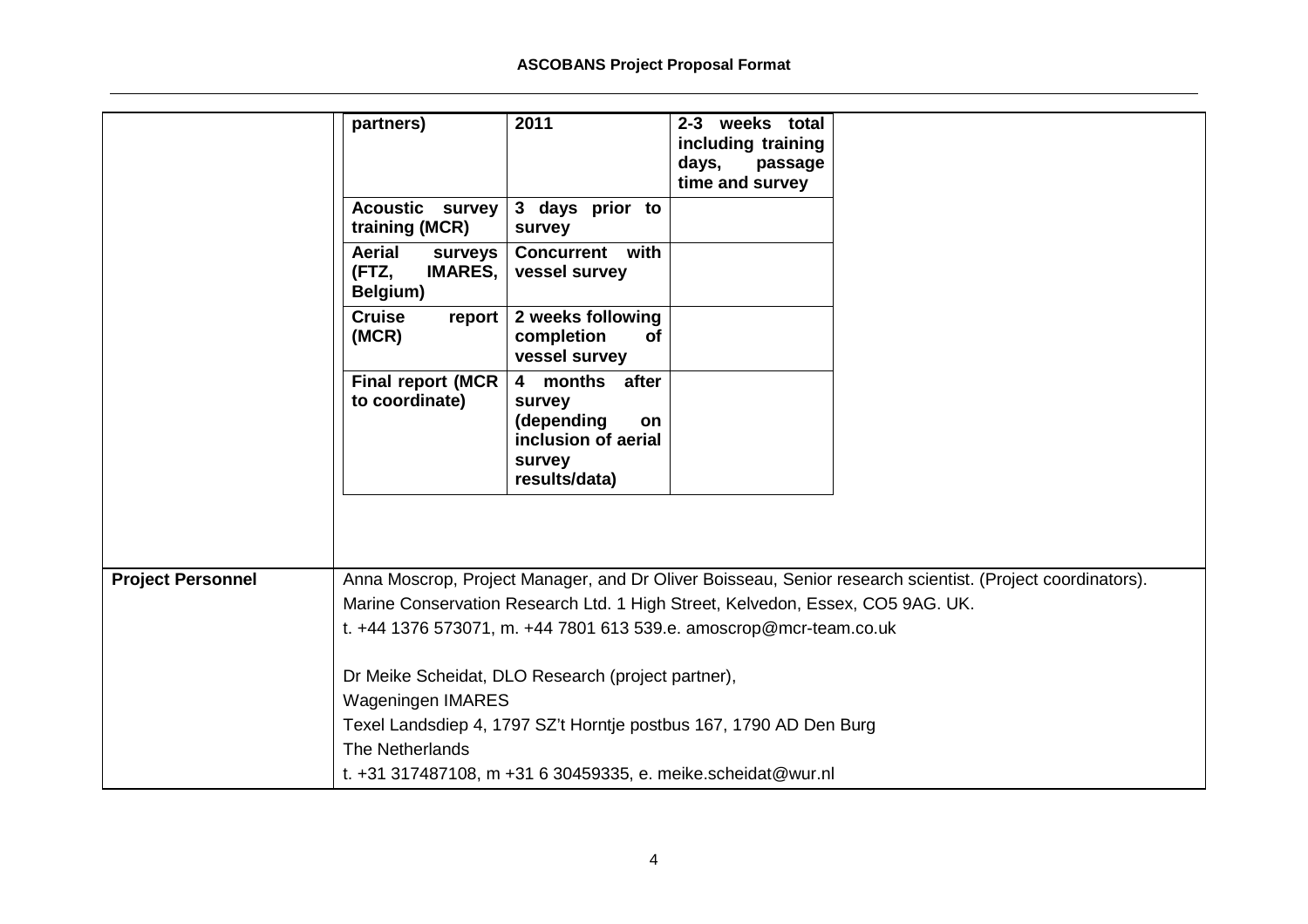| | | | |
|---|---|---|---|
| | **partners)** | **2011** | **2-3 weeks total including training days, passage time and survey** |
| | **Acoustic survey training (MCR)** | **3 days prior to survey** | |
| | **Aerial surveys (FTZ, IMARES, Belgium)** | **Concurrent with vessel survey** | |
| | **Cruise report (MCR)** | **2 weeks following completion of vessel survey** | |
| | **Final report (MCR to coordinate)** | **4 months after survey (depending on inclusion of aerial survey results/data)** | |
| **Project Personnel** | Anna Moscrop, Project Manager, and Dr Oliver Boisseau, Senior research scientist. (Project coordinators).<br>Marine Conservation Research Ltd. 1 High Street, Kelvedon, Essex, CO5 9AG. UK.<br>t. +44 1376 573071, m. +44 7801 613 539.e. amoscrop@mcr-team.co.uk<br><br>Dr Meike Scheidat, DLO Research (project partner),<br>Wageningen IMARES<br>Texel Landsdiep 4, 1797 SZ't Horntje postbus 167, 1790 AD Den Burg<br>The Netherlands<br>t. +31 317487108, m +31 6 30459335, e. meike.scheidat@wur.nl | | |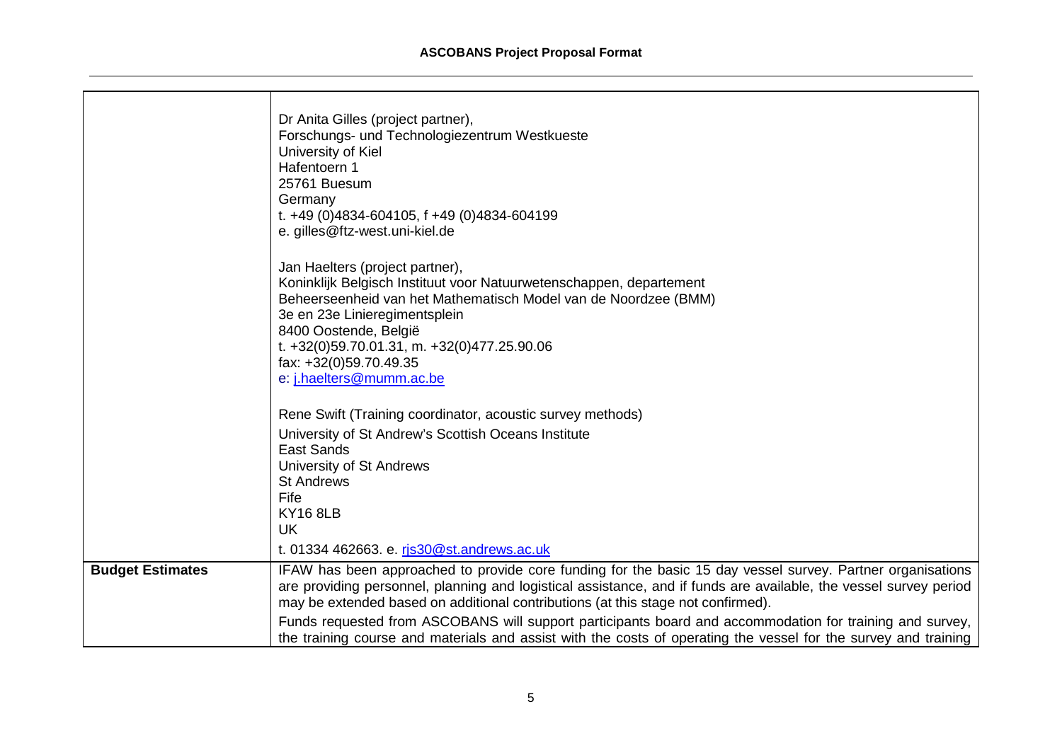| | |
|---|---|
| | Dr Anita Gilles (project partner),<br>Forschungs- und Technologiezentrum Westkueste<br>University of Kiel<br>Hafentoern 1<br>25761 Buesum<br>Germany<br>t. +49 (0)4834-604105, f +49 (0)4834-604199<br>e. gilles@ftz-west.uni-kiel.de<br><br>Jan Haelters (project partner),<br>Koninklijk Belgisch Instituut voor Natuurwetenschappen, departement<br>Beheerseenheid van het Mathematisch Model van de Noordzee (BMM)<br>3e en 23e Linieregimentsplein<br>8400 Oostende, België<br>t. +32(0)59.70.01.31, m. +32(0)477.25.90.06<br>fax: +32(0)59.70.49.35<br>e: j.haelters@mumm.ac.be<br><br>Rene Swift (Training coordinator, acoustic survey methods)<br>University of St Andrew's Scottish Oceans Institute<br>East Sands<br>University of St Andrews<br>St Andrews<br>Fife<br>KY16 8LB<br>UK<br>t. 01334 462663. e. rjs30@st.andrews.ac.uk |
| **Budget Estimates** | IFAW has been approached to provide core funding for the basic 15 day vessel survey. Partner organisations are providing personnel, planning and logistical assistance, and if funds are available, the vessel survey period may be extended based on additional contributions (at this stage not confirmed).<br>Funds requested from ASCOBANS will support participants board and accommodation for training and survey, the training course and materials and assist with the costs of operating the vessel for the survey and training |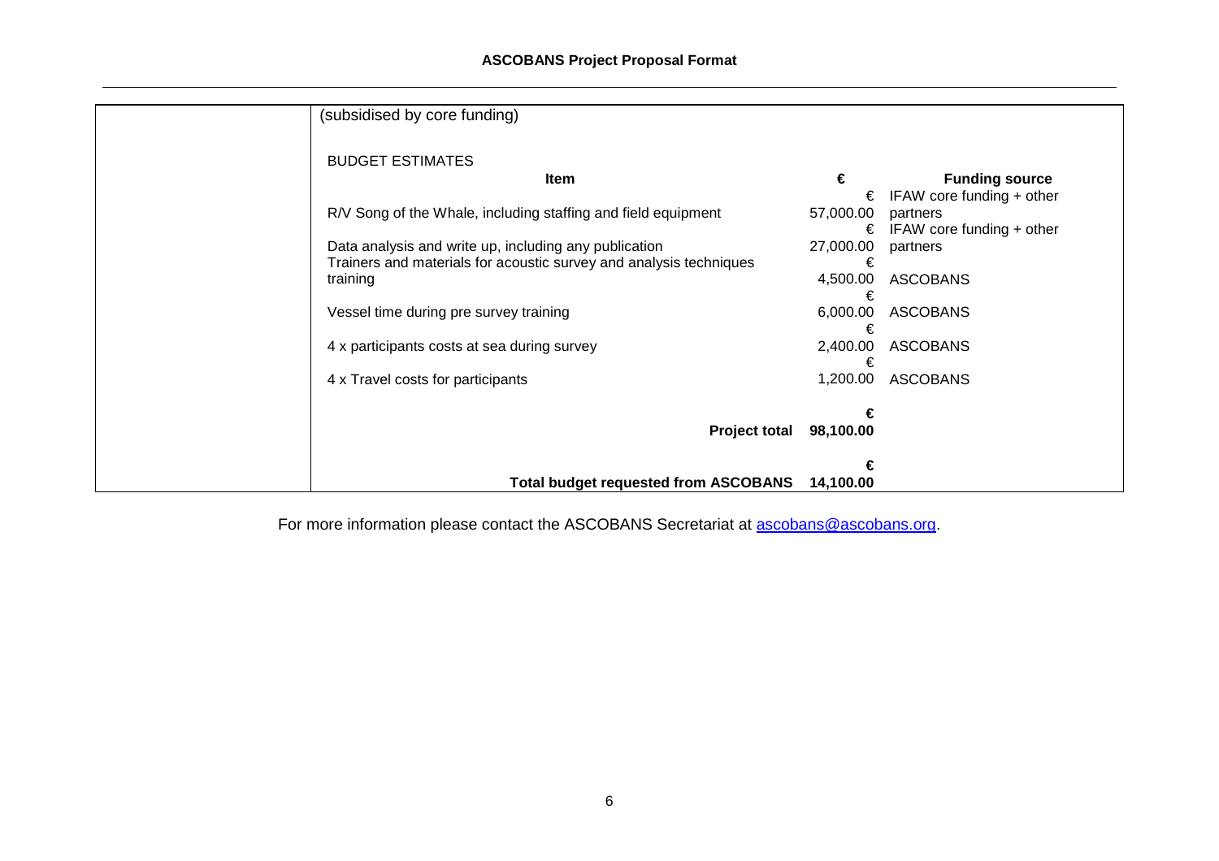(subsidised by core funding)

BUDGET ESTIMATES

| Item | € | Funding source |
|---|---|---|
| R/V Song of the Whale, including staffing and field equipment | € 57,000.00 | IFAW core funding + other partners |
| Data analysis and write up, including any publication | € 27,000.00 | IFAW core funding + other partners |
| Trainers and materials for acoustic survey and analysis techniques training | € 4,500.00 | ASCOBANS |
| Vessel time during pre survey training | € 6,000.00 | ASCOBANS |
| 4 x participants costs at sea during survey | € 2,400.00 | ASCOBANS |
| 4 x Travel costs for participants | € 1,200.00 | ASCOBANS |
| **Project total** | **€ 98,100.00** | |
| **Total budget requested from ASCOBANS** | **€ 14,100.00** | |

For more information please contact the ASCOBANS Secretariat at ascobans@ascobans.org.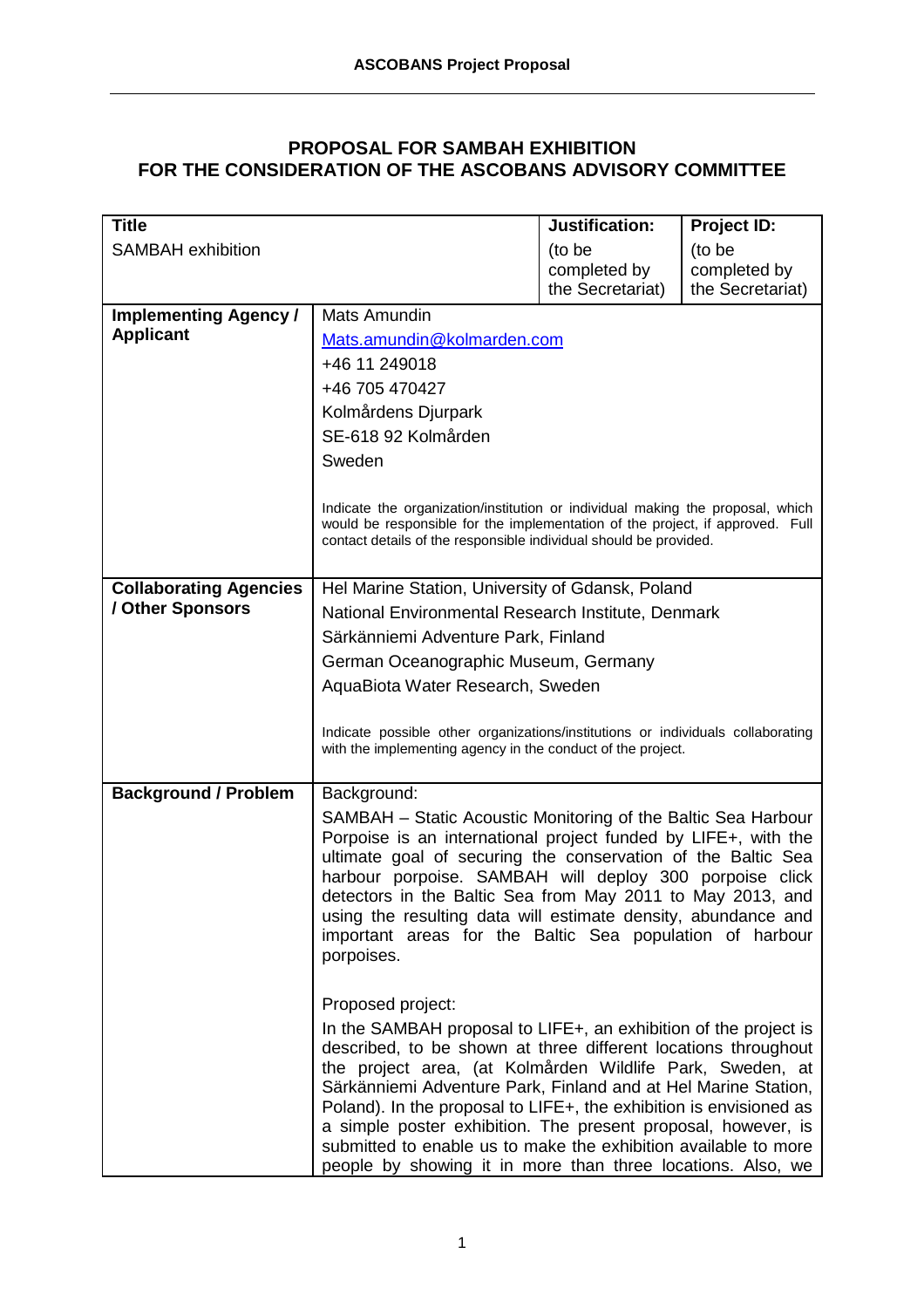# PROPOSAL FOR SAMBAH EXHIBITION FOR THE CONSIDERATION OF THE ASCOBANS ADVISORY COMMITTEE

| **Title** | | **Justification:** | **Project ID:** |
|---|---|---|---|
| SAMBAH exhibition | | (to be completed by the Secretariat) | (to be completed by the Secretariat) |
| **Implementing Agency / Applicant** | Mats Amundin<br>Mats.amundin@kolmarden.com<br>+46 11 249018<br>+46 705 470427<br>Kolmårdens Djurpark<br>SE-618 92 Kolmården<br>Sweden<br><br>Indicate the organization/institution or individual making the proposal, which would be responsible for the implementation of the project, if approved. Full contact details of the responsible individual should be provided. | | |
| **Collaborating Agencies / Other Sponsors** | Hel Marine Station, University of Gdansk, Poland<br>National Environmental Research Institute, Denmark<br>Särkänniemi Adventure Park, Finland<br>German Oceanographic Museum, Germany<br>AquaBiota Water Research, Sweden<br><br>Indicate possible other organizations/institutions or individuals collaborating with the implementing agency in the conduct of the project. | | |
| **Background / Problem** | Background:<br>SAMBAH – Static Acoustic Monitoring of the Baltic Sea Harbour Porpoise is an international project funded by LIFE+, with the ultimate goal of securing the conservation of the Baltic Sea harbour porpoise. SAMBAH will deploy 300 porpoise click detectors in the Baltic Sea from May 2011 to May 2013, and using the resulting data will estimate density, abundance and important areas for the Baltic Sea population of harbour porpoises.<br><br>Proposed project:<br>In the SAMBAH proposal to LIFE+, an exhibition of the project is described, to be shown at three different locations throughout the project area, (at Kolmården Wildlife Park, Sweden, at Särkänniemi Adventure Park, Finland and at Hel Marine Station, Poland). In the proposal to LIFE+, the exhibition is envisioned as a simple poster exhibition. The present proposal, however, is submitted to enable us to make the exhibition available to more people by showing it in more than three locations. Also, we | | |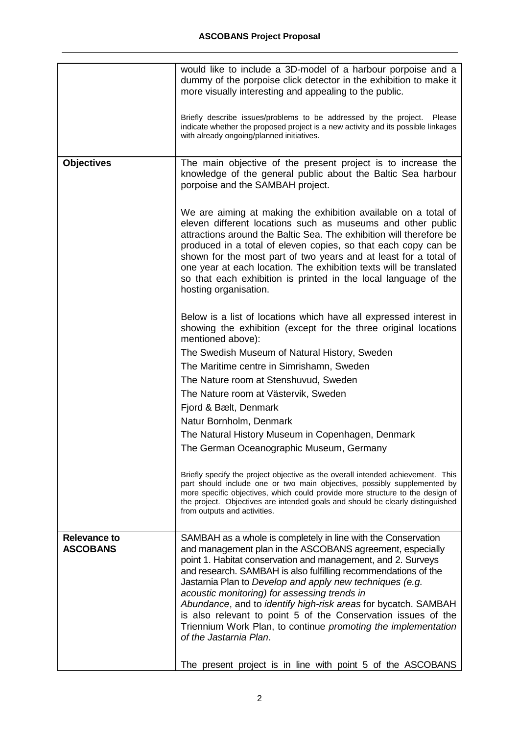| | |
|---|---|
| | would like to include a 3D-model of a harbour porpoise and a dummy of the porpoise click detector in the exhibition to make it more visually interesting and appealing to the public.<br><br>Briefly describe issues/problems to be addressed by the project. Please indicate whether the proposed project is a new activity and its possible linkages with already ongoing/planned initiatives. |
| **Objectives** | The main objective of the present project is to increase the knowledge of the general public about the Baltic Sea harbour porpoise and the SAMBAH project.<br><br>We are aiming at making the exhibition available on a total of eleven different locations such as museums and other public attractions around the Baltic Sea. The exhibition will therefore be produced in a total of eleven copies, so that each copy can be shown for the most part of two years and at least for a total of one year at each location. The exhibition texts will be translated so that each exhibition is printed in the local language of the hosting organisation.<br><br>Below is a list of locations which have all expressed interest in showing the exhibition (except for the three original locations mentioned above):<br>The Swedish Museum of Natural History, Sweden<br>The Maritime centre in Simrishamn, Sweden<br>The Nature room at Stenshuvud, Sweden<br>The Nature room at Västervik, Sweden<br>Fjord & Bælt, Denmark<br>Natur Bornholm, Denmark<br>The Natural History Museum in Copenhagen, Denmark<br>The German Oceanographic Museum, Germany<br><br>Briefly specify the project objective as the overall intended achievement. This part should include one or two main objectives, possibly supplemented by more specific objectives, which could provide more structure to the design of the project. Objectives are intended goals and should be clearly distinguished from outputs and activities. |
| **Relevance to ASCOBANS** | SAMBAH as a whole is completely in line with the Conservation and management plan in the ASCOBANS agreement, especially point 1. Habitat conservation and management, and 2. Surveys and research. SAMBAH is also fulfilling recommendations of the Jastarnia Plan to *Develop and apply new techniques (e.g. acoustic monitoring) for assessing trends in Abundance*, and to *identify high-risk areas* for bycatch. SAMBAH is also relevant to point 5 of the Conservation issues of the Triennium Work Plan, to continue *promoting the implementation of the Jastarnia Plan*.<br><br>The present project is in line with point 5 of the ASCOBANS |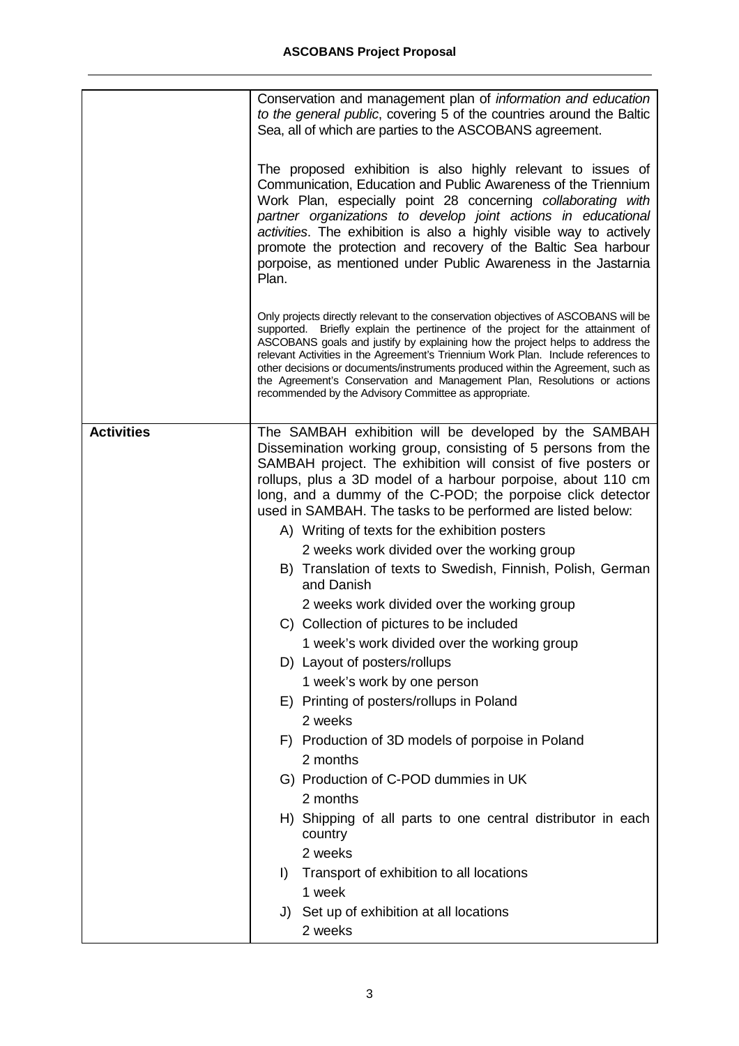| | |
|---|---|
| | Conservation and management plan of *information and education to the general public*, covering 5 of the countries around the Baltic Sea, all of which are parties to the ASCOBANS agreement.<br><br>The proposed exhibition is also highly relevant to issues of Communication, Education and Public Awareness of the Triennium Work Plan, especially point 28 concerning *collaborating with partner organizations to develop joint actions in educational activities*. The exhibition is also a highly visible way to actively promote the protection and recovery of the Baltic Sea harbour porpoise, as mentioned under Public Awareness in the Jastarnia Plan.<br><br>Only projects directly relevant to the conservation objectives of ASCOBANS will be supported. Briefly explain the pertinence of the project for the attainment of ASCOBANS goals and justify by explaining how the project helps to address the relevant Activities in the Agreement's Triennium Work Plan. Include references to other decisions or documents/instruments produced within the Agreement, such as the Agreement's Conservation and Management Plan, Resolutions or actions recommended by the Advisory Committee as appropriate. |
| **Activities** | The SAMBAH exhibition will be developed by the SAMBAH Dissemination working group, consisting of 5 persons from the SAMBAH project. The exhibition will consist of five posters or rollups, plus a 3D model of a harbour porpoise, about 110 cm long, and a dummy of the C-POD; the porpoise click detector used in SAMBAH. The tasks to be performed are listed below:<br>A) Writing of texts for the exhibition posters<br>2 weeks work divided over the working group<br>B) Translation of texts to Swedish, Finnish, Polish, German and Danish<br>2 weeks work divided over the working group<br>C) Collection of pictures to be included<br>1 week's work divided over the working group<br>D) Layout of posters/rollups<br>1 week's work by one person<br>E) Printing of posters/rollups in Poland<br>2 weeks<br>F) Production of 3D models of porpoise in Poland<br>2 months<br>G) Production of C-POD dummies in UK<br>2 months<br>H) Shipping of all parts to one central distributor in each country<br>2 weeks<br>I) Transport of exhibition to all locations<br>1 week<br>J) Set up of exhibition at all locations<br>2 weeks |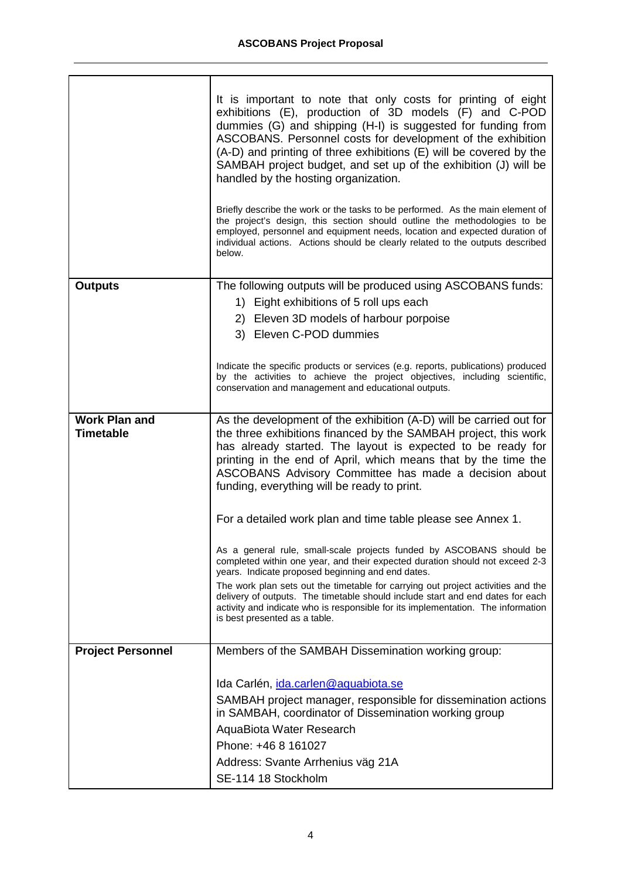| | |
|---|---|
| | It is important to note that only costs for printing of eight exhibitions (E), production of 3D models (F) and C-POD dummies (G) and shipping (H-I) is suggested for funding from ASCOBANS. Personnel costs for development of the exhibition (A-D) and printing of three exhibitions (E) will be covered by the SAMBAH project budget, and set up of the exhibition (J) will be handled by the hosting organization.<br><br>Briefly describe the work or the tasks to be performed. As the main element of the project's design, this section should outline the methodologies to be employed, personnel and equipment needs, location and expected duration of individual actions. Actions should be clearly related to the outputs described below. |
| **Outputs** | The following outputs will be produced using ASCOBANS funds:<br>1) Eight exhibitions of 5 roll ups each<br>2) Eleven 3D models of harbour porpoise<br>3) Eleven C-POD dummies<br><br>Indicate the specific products or services (e.g. reports, publications) produced by the activities to achieve the project objectives, including scientific, conservation and management and educational outputs. |
| **Work Plan and Timetable** | As the development of the exhibition (A-D) will be carried out for the three exhibitions financed by the SAMBAH project, this work has already started. The layout is expected to be ready for printing in the end of April, which means that by the time the ASCOBANS Advisory Committee has made a decision about funding, everything will be ready to print.<br><br>For a detailed work plan and time table please see Annex 1.<br><br>As a general rule, small-scale projects funded by ASCOBANS should be completed within one year, and their expected duration should not exceed 2-3 years. Indicate proposed beginning and end dates.<br>The work plan sets out the timetable for carrying out project activities and the delivery of outputs. The timetable should include start and end dates for each activity and indicate who is responsible for its implementation. The information is best presented as a table. |
| **Project Personnel** | Members of the SAMBAH Dissemination working group:<br><br>Ida Carlén, ida.carlen@aquabiota.se<br>SAMBAH project manager, responsible for dissemination actions in SAMBAH, coordinator of Dissemination working group<br>AquaBiota Water Research<br>Phone: +46 8 161027<br>Address: Svante Arrhenius väg 21A<br>SE-114 18 Stockholm |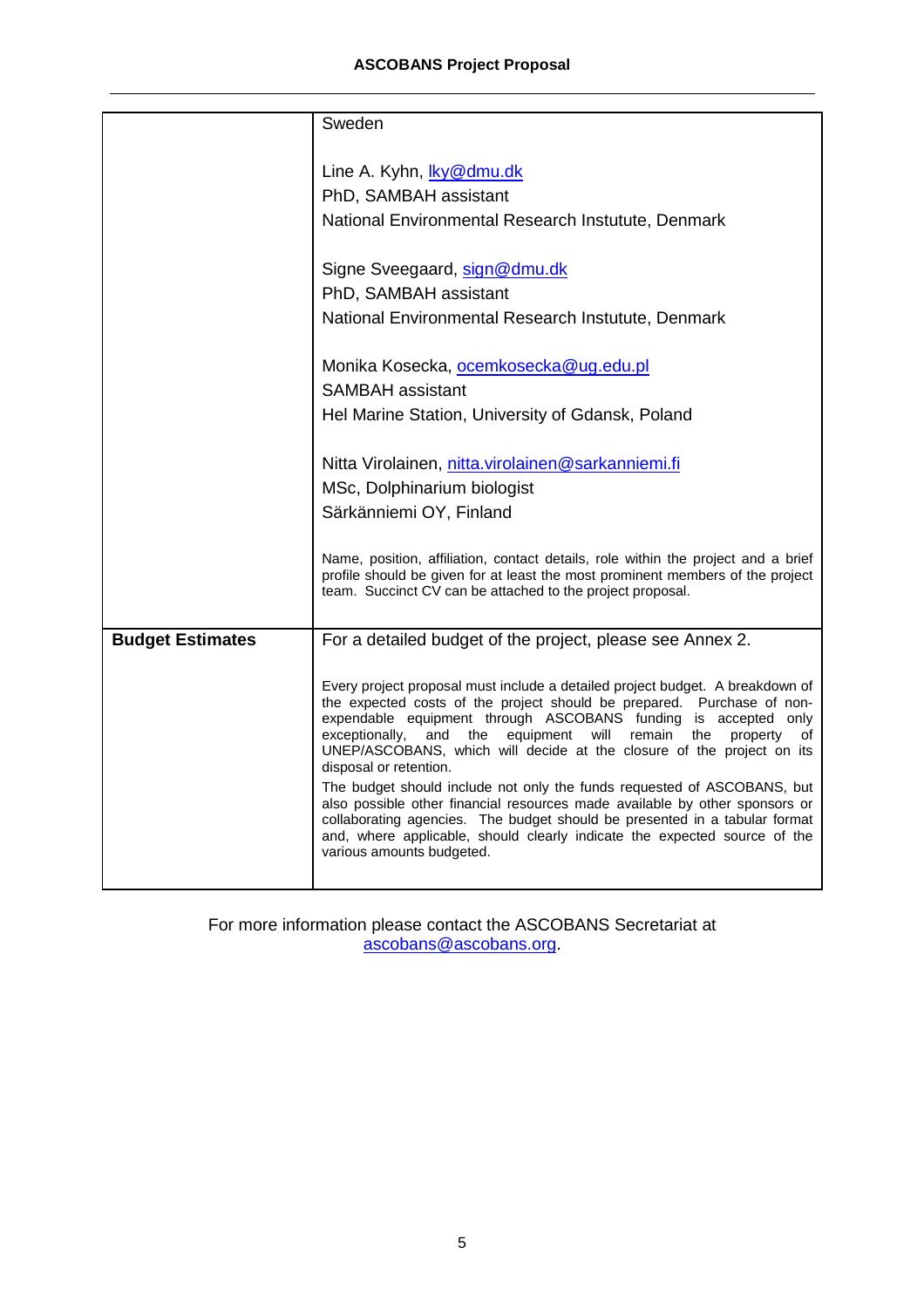| | |
|---|---|
| | Sweden<br><br>Line A. Kyhn, lky@dmu.dk<br>PhD, SAMBAH assistant<br>National Environmental Research Instutute, Denmark<br><br>Signe Sveegaard, sign@dmu.dk<br>PhD, SAMBAH assistant<br>National Environmental Research Instutute, Denmark<br><br>Monika Kosecka, ocemkosecka@ug.edu.pl<br>SAMBAH assistant<br>Hel Marine Station, University of Gdansk, Poland<br><br>Nitta Virolainen, nitta.virolainen@sarkanniemi.fi<br>MSc, Dolphinarium biologist<br>Särkänniemi OY, Finland<br><br>Name, position, affiliation, contact details, role within the project and a brief profile should be given for at least the most prominent members of the project team. Succinct CV can be attached to the project proposal. |
| **Budget Estimates** | For a detailed budget of the project, please see Annex 2.<br><br>Every project proposal must include a detailed project budget. A breakdown of the expected costs of the project should be prepared. Purchase of non-expendable equipment through ASCOBANS funding is accepted only exceptionally, and the equipment will remain the property of UNEP/ASCOBANS, which will decide at the closure of the project on its disposal or retention.<br>The budget should include not only the funds requested of ASCOBANS, but also possible other financial resources made available by other sponsors or collaborating agencies. The budget should be presented in a tabular format and, where applicable, should clearly indicate the expected source of the various amounts budgeted. |

For more information please contact the ASCOBANS Secretariat at ascobans@ascobans.org.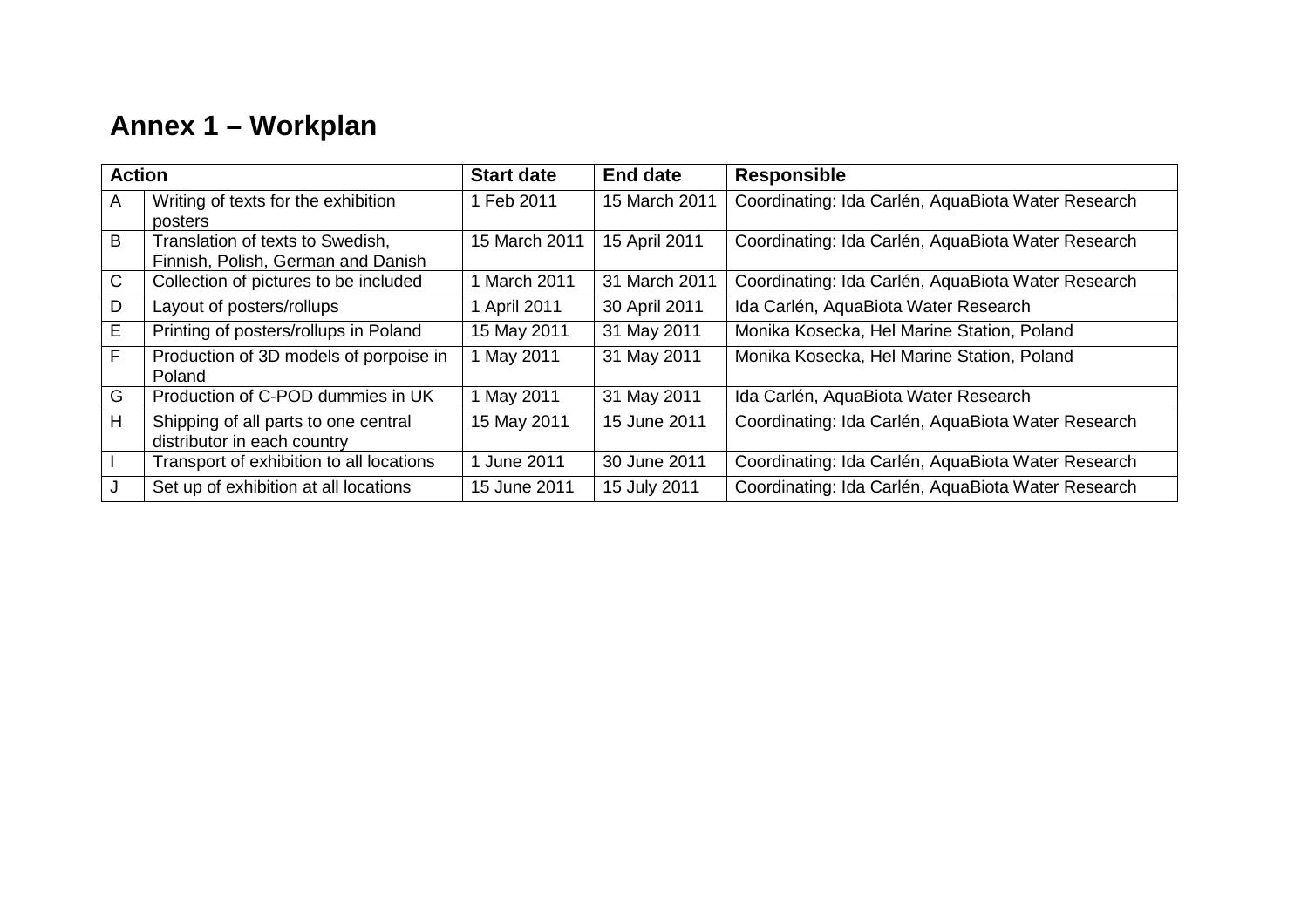# Annex 1 – Workplan

| Action | | Start date | End date | Responsible |
|---|---|---|---|---|
| A | Writing of texts for the exhibition posters | 1 Feb 2011 | 15 March 2011 | Coordinating: Ida Carlén, AquaBiota Water Research |
| B | Translation of texts to Swedish, Finnish, Polish, German and Danish | 15 March 2011 | 15 April 2011 | Coordinating: Ida Carlén, AquaBiota Water Research |
| C | Collection of pictures to be included | 1 March 2011 | 31 March 2011 | Coordinating: Ida Carlén, AquaBiota Water Research |
| D | Layout of posters/rollups | 1 April 2011 | 30 April 2011 | Ida Carlén, AquaBiota Water Research |
| E | Printing of posters/rollups in Poland | 15 May 2011 | 31 May 2011 | Monika Kosecka, Hel Marine Station, Poland |
| F | Production of 3D models of porpoise in Poland | 1 May 2011 | 31 May 2011 | Monika Kosecka, Hel Marine Station, Poland |
| G | Production of C-POD dummies in UK | 1 May 2011 | 31 May 2011 | Ida Carlén, AquaBiota Water Research |
| H | Shipping of all parts to one central distributor in each country | 15 May 2011 | 15 June 2011 | Coordinating: Ida Carlén, AquaBiota Water Research |
| I | Transport of exhibition to all locations | 1 June 2011 | 30 June 2011 | Coordinating: Ida Carlén, AquaBiota Water Research |
| J | Set up of exhibition at all locations | 15 June 2011 | 15 July 2011 | Coordinating: Ida Carlén, AquaBiota Water Research |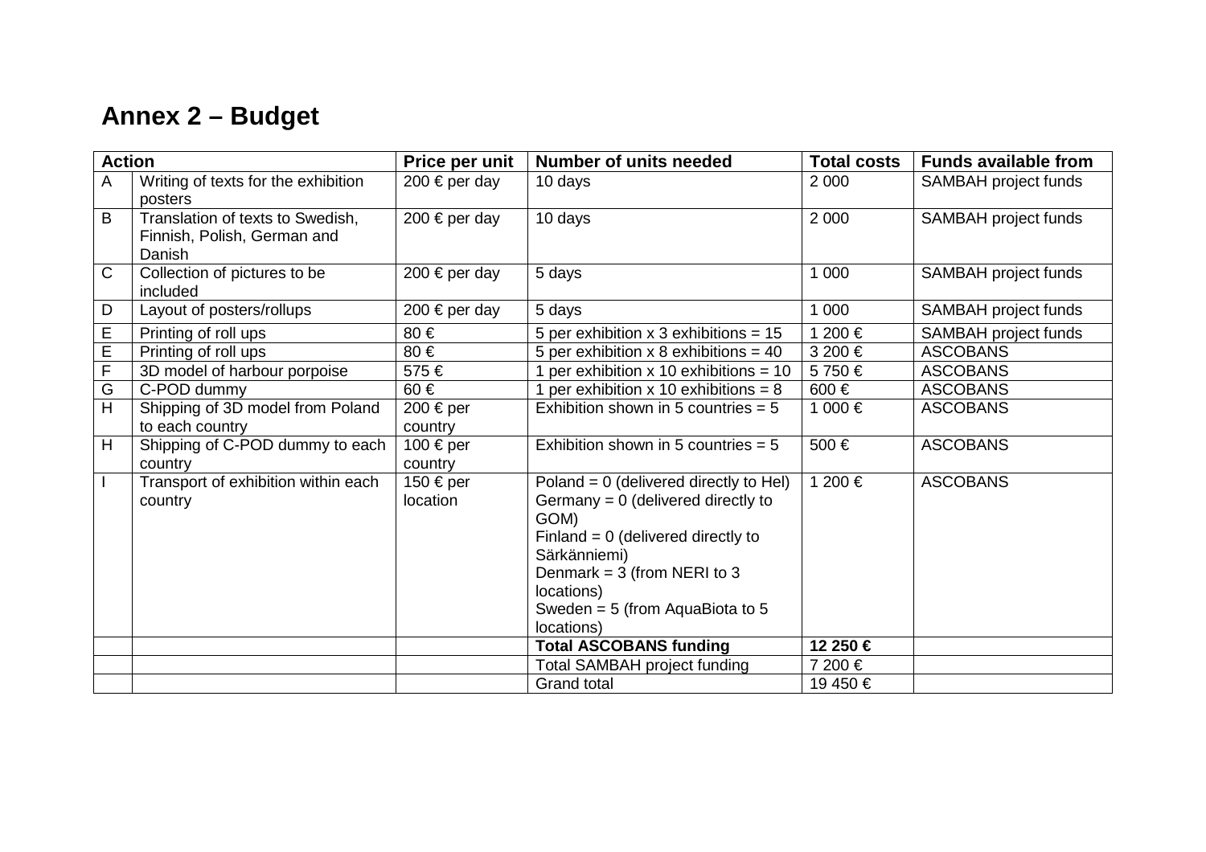# Annex 2 – Budget

| Action | | Price per unit | Number of units needed | Total costs | Funds available from |
|---|---|---|---|---|---|
| A | Writing of texts for the exhibition posters | 200 € per day | 10 days | 2 000 | SAMBAH project funds |
| B | Translation of texts to Swedish, Finnish, Polish, German and Danish | 200 € per day | 10 days | 2 000 | SAMBAH project funds |
| C | Collection of pictures to be included | 200 € per day | 5 days | 1 000 | SAMBAH project funds |
| D | Layout of posters/rollups | 200 € per day | 5 days | 1 000 | SAMBAH project funds |
| E | Printing of roll ups | 80 € | 5 per exhibition x 3 exhibitions = 15 | 1 200 € | SAMBAH project funds |
| E | Printing of roll ups | 80 € | 5 per exhibition x 8 exhibitions = 40 | 3 200 € | ASCOBANS |
| F | 3D model of harbour porpoise | 575 € | 1 per exhibition x 10 exhibitions = 10 | 5 750 € | ASCOBANS |
| G | C-POD dummy | 60 € | 1 per exhibition x 10 exhibitions = 8 | 600 € | ASCOBANS |
| H | Shipping of 3D model from Poland to each country | 200 € per country | Exhibition shown in 5 countries = 5 | 1 000 € | ASCOBANS |
| H | Shipping of C-POD dummy to each country | 100 € per country | Exhibition shown in 5 countries = 5 | 500 € | ASCOBANS |
| I | Transport of exhibition within each country | 150 € per location | Poland = 0 (delivered directly to Hel)<br>Germany = 0 (delivered directly to GOM)<br>Finland = 0 (delivered directly to Särkänniemi)<br>Denmark = 3 (from NERI to 3 locations)<br>Sweden = 5 (from AquaBiota to 5 locations) | 1 200 € | ASCOBANS |
| | | | **Total ASCOBANS funding** | **12 250 €** | |
| | | | Total SAMBAH project funding | 7 200 € | |
| | | | Grand total | 19 450 € | |